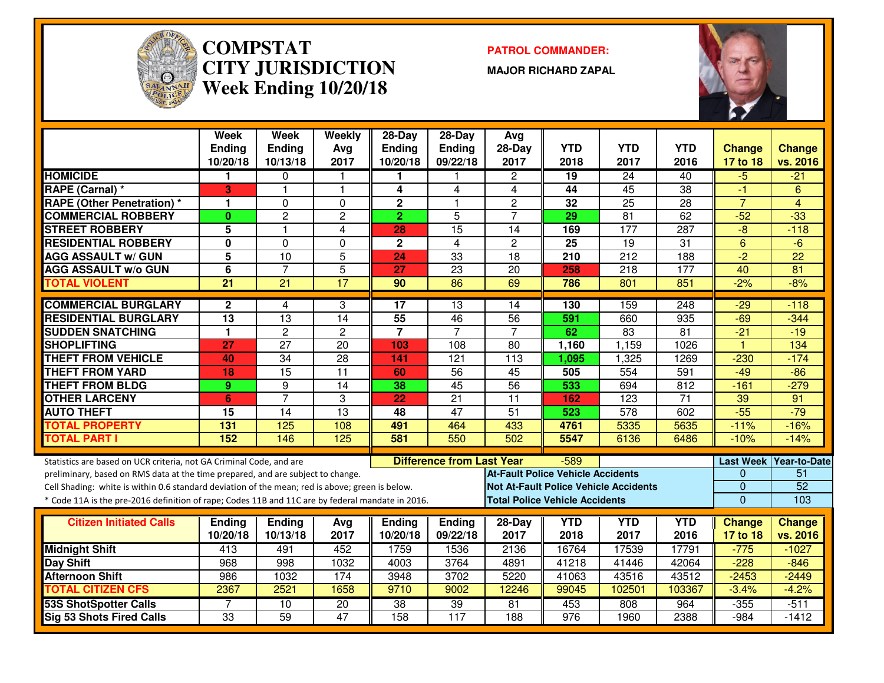# COMPSTAT CITY JURISDICTION Week Ending 10/20/18

**PATROL COMMANDER:**

**MAJOR RICHARD ZAPAL**

| | Week Ending 10/20/18 | Week Ending 10/13/18 | Weekly Avg 2017 | 28-Day Ending 10/20/18 | 28-Day Ending 09/22/18 | Avg 28-Day 2017 | YTD 2018 | YTD 2017 | YTD 2016 | Change 17 to 18 | Change vs. 2016 |
|---|---|---|---|---|---|---|---|---|---|---|---|
| **HOMICIDE** | 1 | 0 | 1 | 1 | 1 | 2 | 19 | 24 | 40 | -5 | -21 |
| **RAPE (Carnal) *** | 3 | 1 | 1 | 4 | 4 | 4 | 44 | 45 | 38 | -1 | 6 |
| **RAPE (Other Penetration) *** | 1 | 0 | 0 | 2 | 1 | 2 | 32 | 25 | 28 | 7 | 4 |
| **COMMERCIAL ROBBERY** | 0 | 2 | 2 | 2 | 5 | 7 | 29 | 81 | 62 | -52 | -33 |
| **STREET ROBBERY** | 5 | 1 | 4 | 28 | 15 | 14 | 169 | 177 | 287 | -8 | -118 |
| **RESIDENTIAL ROBBERY** | 0 | 0 | 0 | 2 | 4 | 2 | 25 | 19 | 31 | 6 | -6 |
| **AGG ASSAULT w/ GUN** | 5 | 10 | 5 | 24 | 33 | 18 | 210 | 212 | 188 | -2 | 22 |
| **AGG ASSAULT w/o GUN** | 6 | 7 | 5 | 27 | 23 | 20 | 258 | 218 | 177 | 40 | 81 |
| **TOTAL VIOLENT** | 21 | 21 | 17 | 90 | 86 | 69 | 786 | 801 | 851 | -2% | -8% |
| **COMMERCIAL BURGLARY** | 2 | 4 | 3 | 17 | 13 | 14 | 130 | 159 | 248 | -29 | -118 |
| **RESIDENTIAL BURGLARY** | 13 | 13 | 14 | 55 | 46 | 56 | 591 | 660 | 935 | -69 | -344 |
| **SUDDEN SNATCHING** | 1 | 2 | 2 | 7 | 7 | 7 | 62 | 83 | 81 | -21 | -19 |
| **SHOPLIFTING** | 27 | 27 | 20 | 103 | 108 | 80 | 1,160 | 1,159 | 1026 | 1 | 134 |
| **THEFT FROM VEHICLE** | 40 | 34 | 28 | 141 | 121 | 113 | 1,095 | 1,325 | 1269 | -230 | -174 |
| **THEFT FROM YARD** | 18 | 15 | 11 | 60 | 56 | 45 | 505 | 554 | 591 | -49 | -86 |
| **THEFT FROM BLDG** | 9 | 9 | 14 | 38 | 45 | 56 | 533 | 694 | 812 | -161 | -279 |
| **OTHER LARCENY** | 6 | 7 | 3 | 22 | 21 | 11 | 162 | 123 | 71 | 39 | 91 |
| **AUTO THEFT** | 15 | 14 | 13 | 48 | 47 | 51 | 523 | 578 | 602 | -55 | -79 |
| **TOTAL PROPERTY** | 131 | 125 | 108 | 491 | 464 | 433 | 4761 | 5335 | 5635 | -11% | -16% |
| **TOTAL PART I** | 152 | 146 | 125 | 581 | 550 | 502 | 5547 | 6136 | 6486 | -10% | -14% |

**Difference from Last Year:** -589

| | Last Week | Year-to-Date |
|---|---|---|
| **At-Fault Police Vehicle Accidents** | 0 | 51 |
| **Not At-Fault Police Vehicle Accidents** | 0 | 52 |
| **Total Police Vehicle Accidents** | 0 | 103 |

Statistics are based on UCR criteria, not GA Criminal Code, and are preliminary, based on RMS data at the time prepared, and are subject to change.

Cell Shading: white is within 0.6 standard deviation of the mean; red is above; green is below.

* Code 11A is the pre-2016 definition of rape; Codes 11B and 11C are by federal mandate in 2016.

| Citizen Initiated Calls | Ending 10/20/18 | Ending 10/13/18 | Avg 2017 | Ending 10/20/18 | Ending 09/22/18 | 28-Day 2017 | YTD 2018 | YTD 2017 | YTD 2016 | Change 17 to 18 | Change vs. 2016 |
|---|---|---|---|---|---|---|---|---|---|---|---|
| **Midnight Shift** | 413 | 491 | 452 | 1759 | 1536 | 2136 | 16764 | 17539 | 17791 | -775 | -1027 |
| **Day Shift** | 968 | 998 | 1032 | 4003 | 3764 | 4891 | 41218 | 41446 | 42064 | -228 | -846 |
| **Afternoon Shift** | 986 | 1032 | 174 | 3948 | 3702 | 5220 | 41063 | 43516 | 43512 | -2453 | -2449 |
| **TOTAL CITIZEN CFS** | 2367 | 2521 | 1658 | 9710 | 9002 | 12246 | 99045 | 102501 | 103367 | -3.4% | -4.2% |
| **53S ShotSpotter Calls** | 7 | 10 | 20 | 38 | 39 | 81 | 453 | 808 | 964 | -355 | -511 |
| **Sig 53 Shots Fired Calls** | 33 | 59 | 47 | 158 | 117 | 188 | 976 | 1960 | 2388 | -984 | -1412 |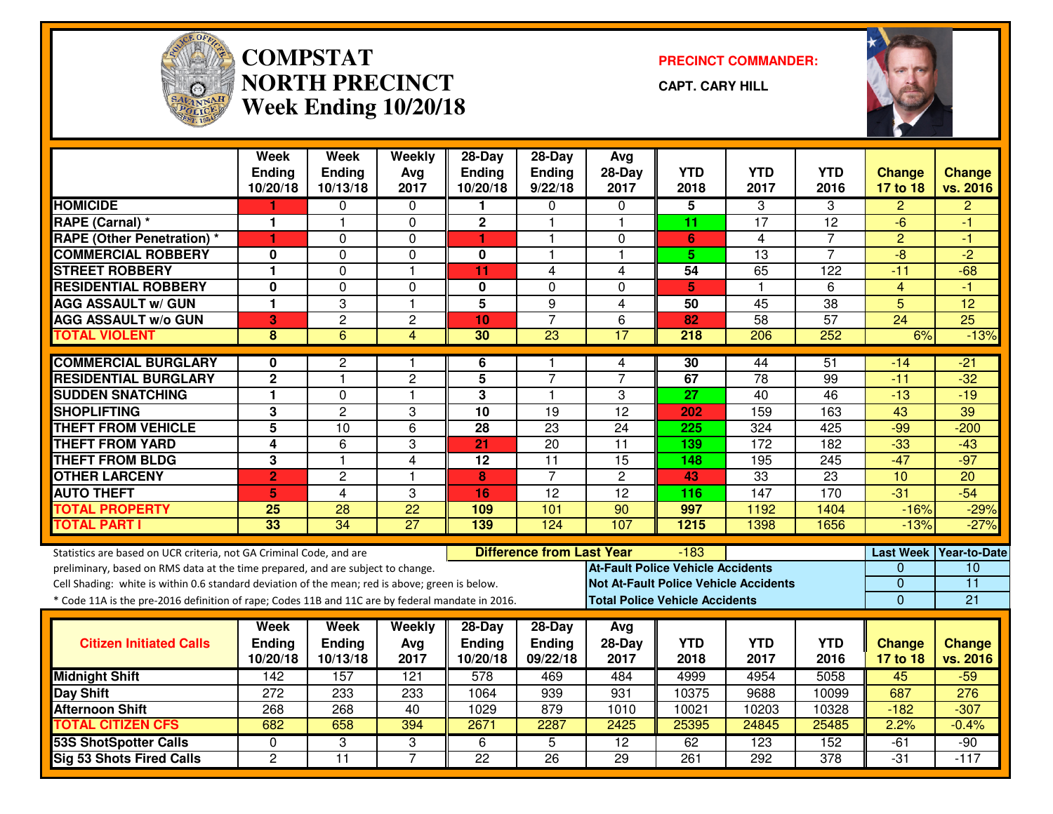# COMPSTAT
# NORTH PRECINCT
## Week Ending 10/20/18

**PRECINCT COMMANDER:**

**CAPT. CARY HILL**

| | Week Ending 10/20/18 | Week Ending 10/13/18 | Weekly Avg 2017 | 28-Day Ending 10/20/18 | 28-Day Ending 9/22/18 | Avg 28-Day 2017 | YTD 2018 | YTD 2017 | YTD 2016 | Change 17 to 18 | Change vs. 2016 |
|---|---|---|---|---|---|---|---|---|---|---|---|
| HOMICIDE | 1 | 0 | 0 | 1 | 0 | 0 | 5 | 3 | 3 | 2 | 2 |
| RAPE (Carnal) * | 1 | 1 | 0 | 2 | 1 | 1 | 11 | 17 | 12 | -6 | -1 |
| RAPE (Other Penetration) * | 1 | 0 | 0 | 1 | 1 | 0 | 6 | 4 | 7 | 2 | -1 |
| COMMERCIAL ROBBERY | 0 | 0 | 0 | 0 | 1 | 1 | 5 | 13 | 7 | -8 | -2 |
| STREET ROBBERY | 1 | 0 | 1 | 11 | 4 | 4 | 54 | 65 | 122 | -11 | -68 |
| RESIDENTIAL ROBBERY | 0 | 0 | 0 | 0 | 0 | 0 | 5 | 1 | 6 | 4 | -1 |
| AGG ASSAULT w/ GUN | 1 | 3 | 1 | 5 | 9 | 4 | 50 | 45 | 38 | 5 | 12 |
| AGG ASSAULT w/o GUN | 3 | 2 | 2 | 10 | 7 | 6 | 82 | 58 | 57 | 24 | 25 |
| TOTAL VIOLENT | 8 | 6 | 4 | 30 | 23 | 17 | 218 | 206 | 252 | 6% | -13% |
| COMMERCIAL BURGLARY | 0 | 2 | 1 | 6 | 1 | 4 | 30 | 44 | 51 | -14 | -21 |
| RESIDENTIAL BURGLARY | 2 | 1 | 2 | 5 | 7 | 7 | 67 | 78 | 99 | -11 | -32 |
| SUDDEN SNATCHING | 1 | 0 | 1 | 3 | 1 | 3 | 27 | 40 | 46 | -13 | -19 |
| SHOPLIFTING | 3 | 2 | 3 | 10 | 19 | 12 | 202 | 159 | 163 | 43 | 39 |
| THEFT FROM VEHICLE | 5 | 10 | 6 | 28 | 23 | 24 | 225 | 324 | 425 | -99 | -200 |
| THEFT FROM YARD | 4 | 6 | 3 | 21 | 20 | 11 | 139 | 172 | 182 | -33 | -43 |
| THEFT FROM BLDG | 3 | 1 | 4 | 12 | 11 | 15 | 148 | 195 | 245 | -47 | -97 |
| OTHER LARCENY | 2 | 2 | 1 | 8 | 7 | 2 | 43 | 33 | 23 | 10 | 20 |
| AUTO THEFT | 5 | 4 | 3 | 16 | 12 | 12 | 116 | 147 | 170 | -31 | -54 |
| TOTAL PROPERTY | 25 | 28 | 22 | 109 | 101 | 90 | 997 | 1192 | 1404 | -16% | -29% |
| TOTAL PART I | 33 | 34 | 27 | 139 | 124 | 107 | 1215 | 1398 | 1656 | -13% | -27% |

Statistics are based on UCR criteria, not GA Criminal Code, and are preliminary, based on RMS data at the time prepared, and are subject to change.
Cell Shading: white is within 0.6 standard deviation of the mean; red is above; green is below.
* Code 11A is the pre-2016 definition of rape; Codes 11B and 11C are by federal mandate in 2016.

**Difference from Last Year:** -183

| | Last Week | Year-to-Date |
|---|---|---|
| At-Fault Police Vehicle Accidents | 0 | 10 |
| Not At-Fault Police Vehicle Accidents | 0 | 11 |
| Total Police Vehicle Accidents | 0 | 21 |

| Citizen Initiated Calls | Week Ending 10/20/18 | Week Ending 10/13/18 | Weekly Avg 2017 | 28-Day Ending 10/20/18 | 28-Day Ending 09/22/18 | Avg 28-Day 2017 | YTD 2018 | YTD 2017 | YTD 2016 | Change 17 to 18 | Change vs. 2016 |
|---|---|---|---|---|---|---|---|---|---|---|---|
| Midnight Shift | 142 | 157 | 121 | 578 | 469 | 484 | 4999 | 4954 | 5058 | 45 | -59 |
| Day Shift | 272 | 233 | 233 | 1064 | 939 | 931 | 10375 | 9688 | 10099 | 687 | 276 |
| Afternoon Shift | 268 | 268 | 40 | 1029 | 879 | 1010 | 10021 | 10203 | 10328 | -182 | -307 |
| TOTAL CITIZEN CFS | 682 | 658 | 394 | 2671 | 2287 | 2425 | 25395 | 24845 | 25485 | 2.2% | -0.4% |
| 53S ShotSpotter Calls | 0 | 3 | 3 | 6 | 5 | 12 | 62 | 123 | 152 | -61 | -90 |
| Sig 53 Shots Fired Calls | 2 | 11 | 7 | 22 | 26 | 29 | 261 | 292 | 378 | -31 | -117 |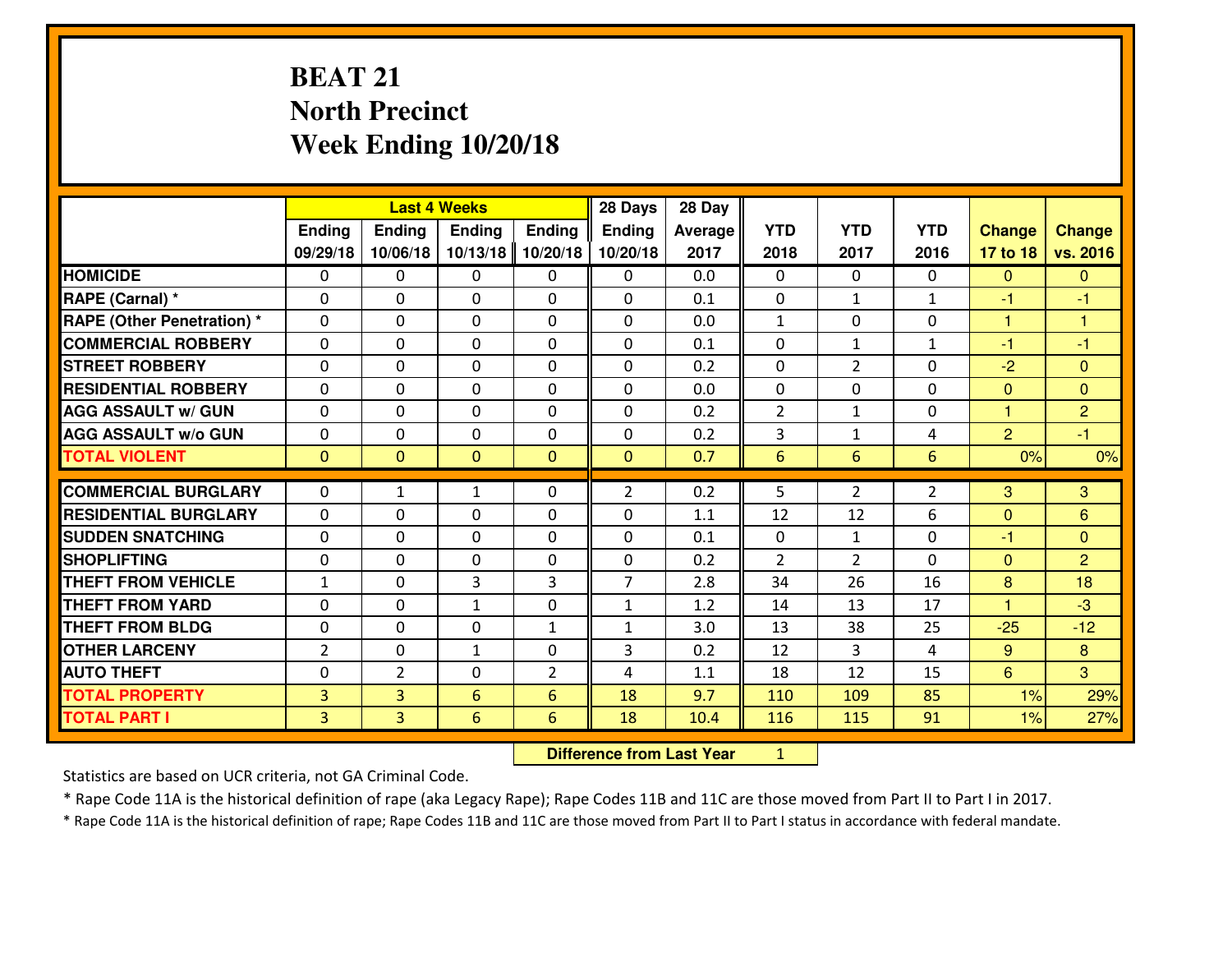# BEAT 21
## North Precinct
## Week Ending 10/20/18

| | Last 4 Weeks | | | | 28 Days | 28 Day | | | | | |
|---|---|---|---|---|---|---|---|---|---|---|---|
| | Ending 09/29/18 | Ending 10/06/18 | Ending 10/13/18 | Ending 10/20/18 | Ending 10/20/18 | Average 2017 | YTD 2018 | YTD 2017 | YTD 2016 | Change 17 to 18 | Change vs. 2016 |
| HOMICIDE | 0 | 0 | 0 | 0 | 0 | 0.0 | 0 | 0 | 0 | 0 | 0 |
| RAPE (Carnal) * | 0 | 0 | 0 | 0 | 0 | 0.1 | 0 | 1 | 1 | -1 | -1 |
| RAPE (Other Penetration) * | 0 | 0 | 0 | 0 | 0 | 0.0 | 1 | 0 | 0 | 1 | 1 |
| COMMERCIAL ROBBERY | 0 | 0 | 0 | 0 | 0 | 0.1 | 0 | 1 | 1 | -1 | -1 |
| STREET ROBBERY | 0 | 0 | 0 | 0 | 0 | 0.2 | 0 | 2 | 0 | -2 | 0 |
| RESIDENTIAL ROBBERY | 0 | 0 | 0 | 0 | 0 | 0.0 | 0 | 0 | 0 | 0 | 0 |
| AGG ASSAULT w/ GUN | 0 | 0 | 0 | 0 | 0 | 0.2 | 2 | 1 | 0 | 1 | 2 |
| AGG ASSAULT w/o GUN | 0 | 0 | 0 | 0 | 0 | 0.2 | 3 | 1 | 4 | 2 | -1 |
| TOTAL VIOLENT | 0 | 0 | 0 | 0 | 0 | 0.7 | 6 | 6 | 6 | 0% | 0% |
| COMMERCIAL BURGLARY | 0 | 1 | 1 | 0 | 2 | 0.2 | 5 | 2 | 2 | 3 | 3 |
| RESIDENTIAL BURGLARY | 0 | 0 | 0 | 0 | 0 | 1.1 | 12 | 12 | 6 | 0 | 6 |
| SUDDEN SNATCHING | 0 | 0 | 0 | 0 | 0 | 0.1 | 0 | 1 | 0 | -1 | 0 |
| SHOPLIFTING | 0 | 0 | 0 | 0 | 0 | 0.2 | 2 | 2 | 0 | 0 | 2 |
| THEFT FROM VEHICLE | 1 | 0 | 3 | 3 | 7 | 2.8 | 34 | 26 | 16 | 8 | 18 |
| THEFT FROM YARD | 0 | 0 | 1 | 0 | 1 | 1.2 | 14 | 13 | 17 | 1 | -3 |
| THEFT FROM BLDG | 0 | 0 | 0 | 1 | 1 | 3.0 | 13 | 38 | 25 | -25 | -12 |
| OTHER LARCENY | 2 | 0 | 1 | 0 | 3 | 0.2 | 12 | 3 | 4 | 9 | 8 |
| AUTO THEFT | 0 | 2 | 0 | 2 | 4 | 1.1 | 18 | 12 | 15 | 6 | 3 |
| TOTAL PROPERTY | 3 | 3 | 6 | 6 | 18 | 9.7 | 110 | 109 | 85 | 1% | 29% |
| TOTAL PART I | 3 | 3 | 6 | 6 | 18 | 10.4 | 116 | 115 | 91 | 1% | 27% |

**Difference from Last Year** 1

Statistics are based on UCR criteria, not GA Criminal Code.

* Rape Code 11A is the historical definition of rape (aka Legacy Rape); Rape Codes 11B and 11C are those moved from Part II to Part I in 2017.

* Rape Code 11A is the historical definition of rape; Rape Codes 11B and 11C are those moved from Part II to Part I status in accordance with federal mandate.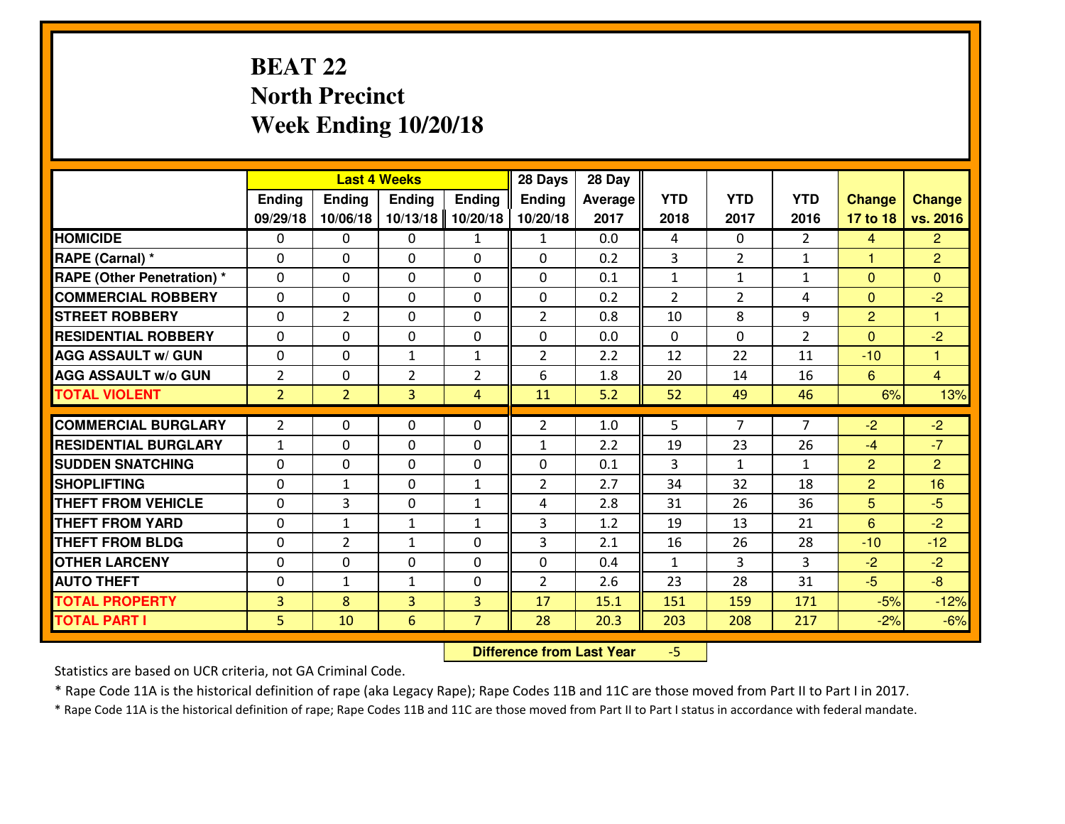# BEAT 22
## North Precinct
## Week Ending 10/20/18

| | Last 4 Weeks | | | | 28 Days | 28 Day | | | | | |
|---|---|---|---|---|---|---|---|---|---|---|---|
| | Ending 09/29/18 | Ending 10/06/18 | Ending 10/13/18 | Ending 10/20/18 | Ending 10/20/18 | Average 2017 | YTD 2018 | YTD 2017 | YTD 2016 | Change 17 to 18 | Change vs. 2016 |
| **HOMICIDE** | 0 | 0 | 0 | 1 | 1 | 0.0 | 4 | 0 | 2 | 4 | 2 |
| **RAPE (Carnal) *** | 0 | 0 | 0 | 0 | 0 | 0.2 | 3 | 2 | 1 | 1 | 2 |
| **RAPE (Other Penetration) *** | 0 | 0 | 0 | 0 | 0 | 0.1 | 1 | 1 | 1 | 0 | 0 |
| **COMMERCIAL ROBBERY** | 0 | 0 | 0 | 0 | 0 | 0.2 | 2 | 2 | 4 | 0 | -2 |
| **STREET ROBBERY** | 0 | 2 | 0 | 0 | 2 | 0.8 | 10 | 8 | 9 | 2 | 1 |
| **RESIDENTIAL ROBBERY** | 0 | 0 | 0 | 0 | 0 | 0.0 | 0 | 0 | 2 | 0 | -2 |
| **AGG ASSAULT w/ GUN** | 0 | 0 | 1 | 1 | 2 | 2.2 | 12 | 22 | 11 | -10 | 1 |
| **AGG ASSAULT w/o GUN** | 2 | 0 | 2 | 2 | 6 | 1.8 | 20 | 14 | 16 | 6 | 4 |
| **TOTAL VIOLENT** | 2 | 2 | 3 | 4 | 11 | 5.2 | 52 | 49 | 46 | 6% | 13% |
| **COMMERCIAL BURGLARY** | 2 | 0 | 0 | 0 | 2 | 1.0 | 5 | 7 | 7 | -2 | -2 |
| **RESIDENTIAL BURGLARY** | 1 | 0 | 0 | 0 | 1 | 2.2 | 19 | 23 | 26 | -4 | -7 |
| **SUDDEN SNATCHING** | 0 | 0 | 0 | 0 | 0 | 0.1 | 3 | 1 | 1 | 2 | 2 |
| **SHOPLIFTING** | 0 | 1 | 0 | 1 | 2 | 2.7 | 34 | 32 | 18 | 2 | 16 |
| **THEFT FROM VEHICLE** | 0 | 3 | 0 | 1 | 4 | 2.8 | 31 | 26 | 36 | 5 | -5 |
| **THEFT FROM YARD** | 0 | 1 | 1 | 1 | 3 | 1.2 | 19 | 13 | 21 | 6 | -2 |
| **THEFT FROM BLDG** | 0 | 2 | 1 | 0 | 3 | 2.1 | 16 | 26 | 28 | -10 | -12 |
| **OTHER LARCENY** | 0 | 0 | 0 | 0 | 0 | 0.4 | 1 | 3 | 3 | -2 | -2 |
| **AUTO THEFT** | 0 | 1 | 1 | 0 | 2 | 2.6 | 23 | 28 | 31 | -5 | -8 |
| **TOTAL PROPERTY** | 3 | 8 | 3 | 3 | 17 | 15.1 | 151 | 159 | 171 | -5% | -12% |
| **TOTAL PART I** | 5 | 10 | 6 | 7 | 28 | 20.3 | 203 | 208 | 217 | -2% | -6% |

**Difference from Last Year** -5

Statistics are based on UCR criteria, not GA Criminal Code.

* Rape Code 11A is the historical definition of rape (aka Legacy Rape); Rape Codes 11B and 11C are those moved from Part II to Part I in 2017.

* Rape Code 11A is the historical definition of rape; Rape Codes 11B and 11C are those moved from Part II to Part I status in accordance with federal mandate.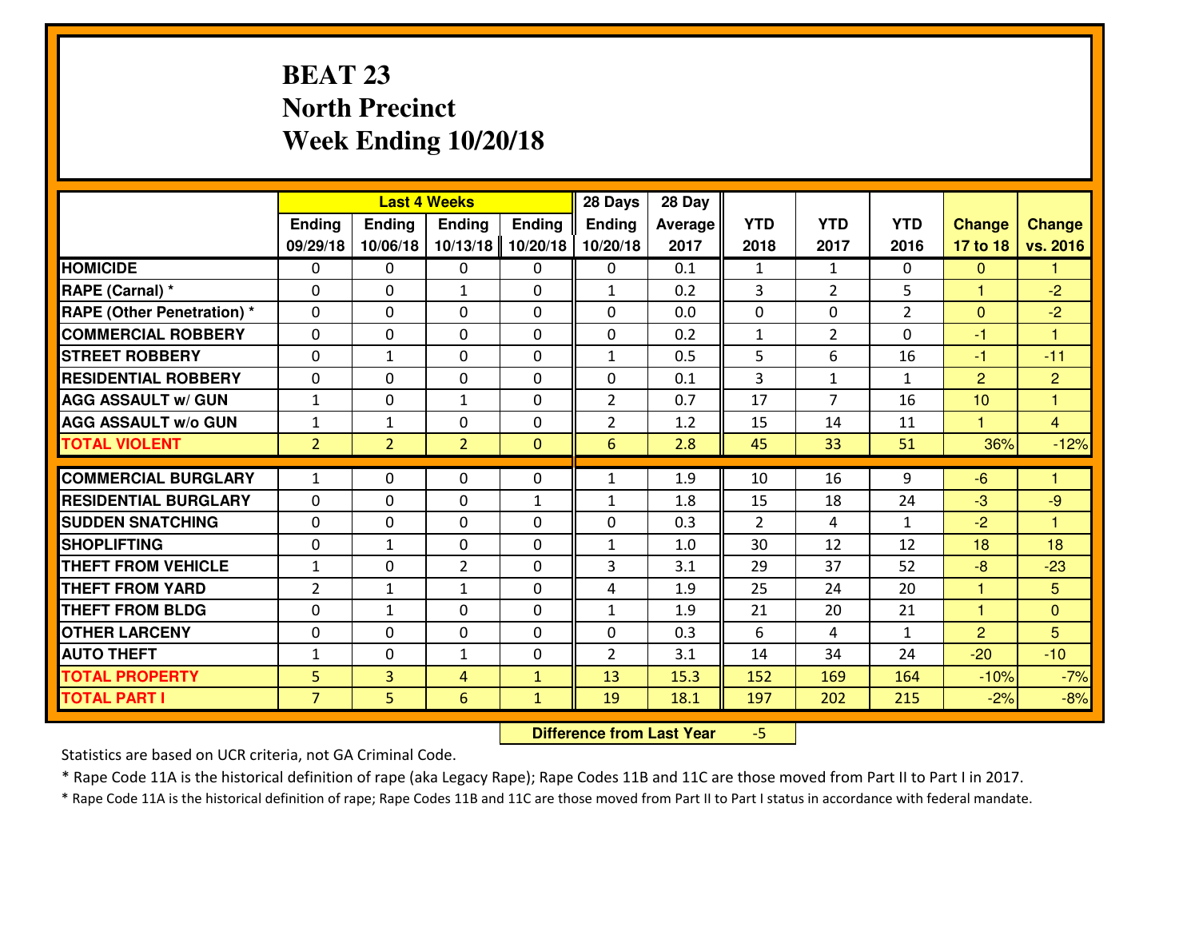# BEAT 23
## North Precinct
## Week Ending 10/20/18

| | Last 4 Weeks | | | | 28 Days | 28 Day | | | | | |
|---|---|---|---|---|---|---|---|---|---|---|---|
| | Ending 09/29/18 | Ending 10/06/18 | Ending 10/13/18 | Ending 10/20/18 | Ending 10/20/18 | Average 2017 | YTD 2018 | YTD 2017 | YTD 2016 | Change 17 to 18 | Change vs. 2016 |
| **HOMICIDE** | 0 | 0 | 0 | 0 | 0 | 0.1 | 1 | 1 | 0 | 0 | 1 |
| **RAPE (Carnal) *** | 0 | 0 | 1 | 0 | 1 | 0.2 | 3 | 2 | 5 | 1 | -2 |
| **RAPE (Other Penetration) *** | 0 | 0 | 0 | 0 | 0 | 0.0 | 0 | 0 | 2 | 0 | -2 |
| **COMMERCIAL ROBBERY** | 0 | 0 | 0 | 0 | 0 | 0.2 | 1 | 2 | 0 | -1 | 1 |
| **STREET ROBBERY** | 0 | 1 | 0 | 0 | 1 | 0.5 | 5 | 6 | 16 | -1 | -11 |
| **RESIDENTIAL ROBBERY** | 0 | 0 | 0 | 0 | 0 | 0.1 | 3 | 1 | 1 | 2 | 2 |
| **AGG ASSAULT w/ GUN** | 1 | 0 | 1 | 0 | 2 | 0.7 | 17 | 7 | 16 | 10 | 1 |
| **AGG ASSAULT w/o GUN** | 1 | 1 | 0 | 0 | 2 | 1.2 | 15 | 14 | 11 | 1 | 4 |
| **TOTAL VIOLENT** | 2 | 2 | 2 | 0 | 6 | 2.8 | 45 | 33 | 51 | 36% | -12% |
| **COMMERCIAL BURGLARY** | 1 | 0 | 0 | 0 | 1 | 1.9 | 10 | 16 | 9 | -6 | 1 |
| **RESIDENTIAL BURGLARY** | 0 | 0 | 0 | 1 | 1 | 1.8 | 15 | 18 | 24 | -3 | -9 |
| **SUDDEN SNATCHING** | 0 | 0 | 0 | 0 | 0 | 0.3 | 2 | 4 | 1 | -2 | 1 |
| **SHOPLIFTING** | 0 | 1 | 0 | 0 | 1 | 1.0 | 30 | 12 | 12 | 18 | 18 |
| **THEFT FROM VEHICLE** | 1 | 0 | 2 | 0 | 3 | 3.1 | 29 | 37 | 52 | -8 | -23 |
| **THEFT FROM YARD** | 2 | 1 | 1 | 0 | 4 | 1.9 | 25 | 24 | 20 | 1 | 5 |
| **THEFT FROM BLDG** | 0 | 1 | 0 | 0 | 1 | 1.9 | 21 | 20 | 21 | 1 | 0 |
| **OTHER LARCENY** | 0 | 0 | 0 | 0 | 0 | 0.3 | 6 | 4 | 1 | 2 | 5 |
| **AUTO THEFT** | 1 | 0 | 1 | 0 | 2 | 3.1 | 14 | 34 | 24 | -20 | -10 |
| **TOTAL PROPERTY** | 5 | 3 | 4 | 1 | 13 | 15.3 | 152 | 169 | 164 | -10% | -7% |
| **TOTAL PART I** | 7 | 5 | 6 | 1 | 19 | 18.1 | 197 | 202 | 215 | -2% | -8% |

**Difference from Last Year** -5

Statistics are based on UCR criteria, not GA Criminal Code.

* Rape Code 11A is the historical definition of rape (aka Legacy Rape); Rape Codes 11B and 11C are those moved from Part II to Part I in 2017.

* Rape Code 11A is the historical definition of rape; Rape Codes 11B and 11C are those moved from Part II to Part I status in accordance with federal mandate.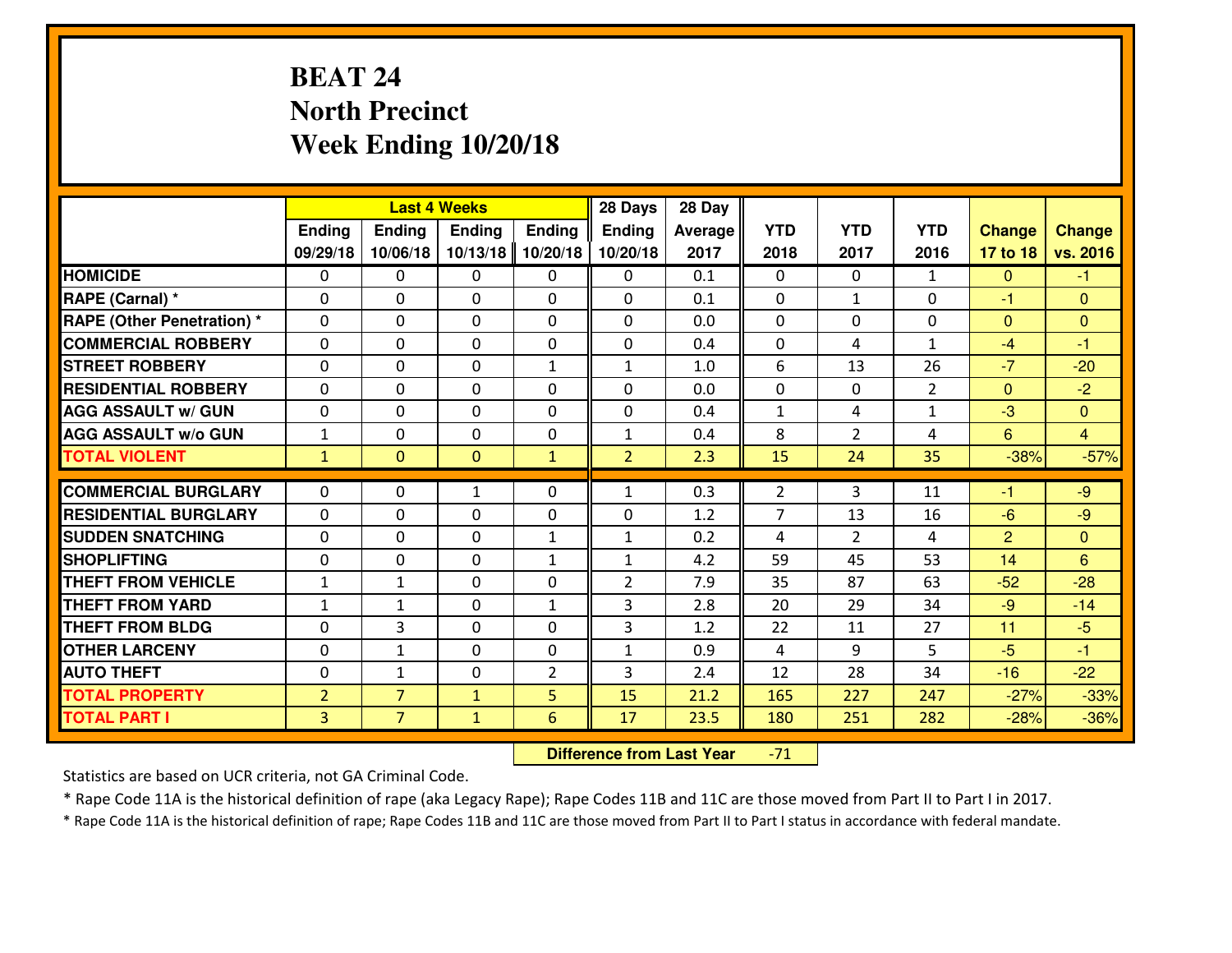# BEAT 24
## North Precinct
## Week Ending 10/20/18

| | Last 4 Weeks | | | | 28 Days | 28 Day | | | | | |
|---|---|---|---|---|---|---|---|---|---|---|---|
| | Ending 09/29/18 | Ending 10/06/18 | Ending 10/13/18 | Ending 10/20/18 | Ending 10/20/18 | Average 2017 | YTD 2018 | YTD 2017 | YTD 2016 | Change 17 to 18 | Change vs. 2016 |
| HOMICIDE | 0 | 0 | 0 | 0 | 0 | 0.1 | 0 | 0 | 1 | 0 | -1 |
| RAPE (Carnal) * | 0 | 0 | 0 | 0 | 0 | 0.1 | 0 | 1 | 0 | -1 | 0 |
| RAPE (Other Penetration) * | 0 | 0 | 0 | 0 | 0 | 0.0 | 0 | 0 | 0 | 0 | 0 |
| COMMERCIAL ROBBERY | 0 | 0 | 0 | 0 | 0 | 0.4 | 0 | 4 | 1 | -4 | -1 |
| STREET ROBBERY | 0 | 0 | 0 | 1 | 1 | 1.0 | 6 | 13 | 26 | -7 | -20 |
| RESIDENTIAL ROBBERY | 0 | 0 | 0 | 0 | 0 | 0.0 | 0 | 0 | 2 | 0 | -2 |
| AGG ASSAULT w/ GUN | 0 | 0 | 0 | 0 | 0 | 0.4 | 1 | 4 | 1 | -3 | 0 |
| AGG ASSAULT w/o GUN | 1 | 0 | 0 | 0 | 1 | 0.4 | 8 | 2 | 4 | 6 | 4 |
| TOTAL VIOLENT | 1 | 0 | 0 | 1 | 2 | 2.3 | 15 | 24 | 35 | -38% | -57% |
| COMMERCIAL BURGLARY | 0 | 0 | 1 | 0 | 1 | 0.3 | 2 | 3 | 11 | -1 | -9 |
| RESIDENTIAL BURGLARY | 0 | 0 | 0 | 0 | 0 | 1.2 | 7 | 13 | 16 | -6 | -9 |
| SUDDEN SNATCHING | 0 | 0 | 0 | 1 | 1 | 0.2 | 4 | 2 | 4 | 2 | 0 |
| SHOPLIFTING | 0 | 0 | 0 | 1 | 1 | 4.2 | 59 | 45 | 53 | 14 | 6 |
| THEFT FROM VEHICLE | 1 | 1 | 0 | 0 | 2 | 7.9 | 35 | 87 | 63 | -52 | -28 |
| THEFT FROM YARD | 1 | 1 | 0 | 1 | 3 | 2.8 | 20 | 29 | 34 | -9 | -14 |
| THEFT FROM BLDG | 0 | 3 | 0 | 0 | 3 | 1.2 | 22 | 11 | 27 | 11 | -5 |
| OTHER LARCENY | 0 | 1 | 0 | 0 | 1 | 0.9 | 4 | 9 | 5 | -5 | -1 |
| AUTO THEFT | 0 | 1 | 0 | 2 | 3 | 2.4 | 12 | 28 | 34 | -16 | -22 |
| TOTAL PROPERTY | 2 | 7 | 1 | 5 | 15 | 21.2 | 165 | 227 | 247 | -27% | -33% |
| TOTAL PART I | 3 | 7 | 1 | 6 | 17 | 23.5 | 180 | 251 | 282 | -28% | -36% |

**Difference from Last Year** -71

Statistics are based on UCR criteria, not GA Criminal Code.

* Rape Code 11A is the historical definition of rape (aka Legacy Rape); Rape Codes 11B and 11C are those moved from Part II to Part I in 2017.

* Rape Code 11A is the historical definition of rape; Rape Codes 11B and 11C are those moved from Part II to Part I status in accordance with federal mandate.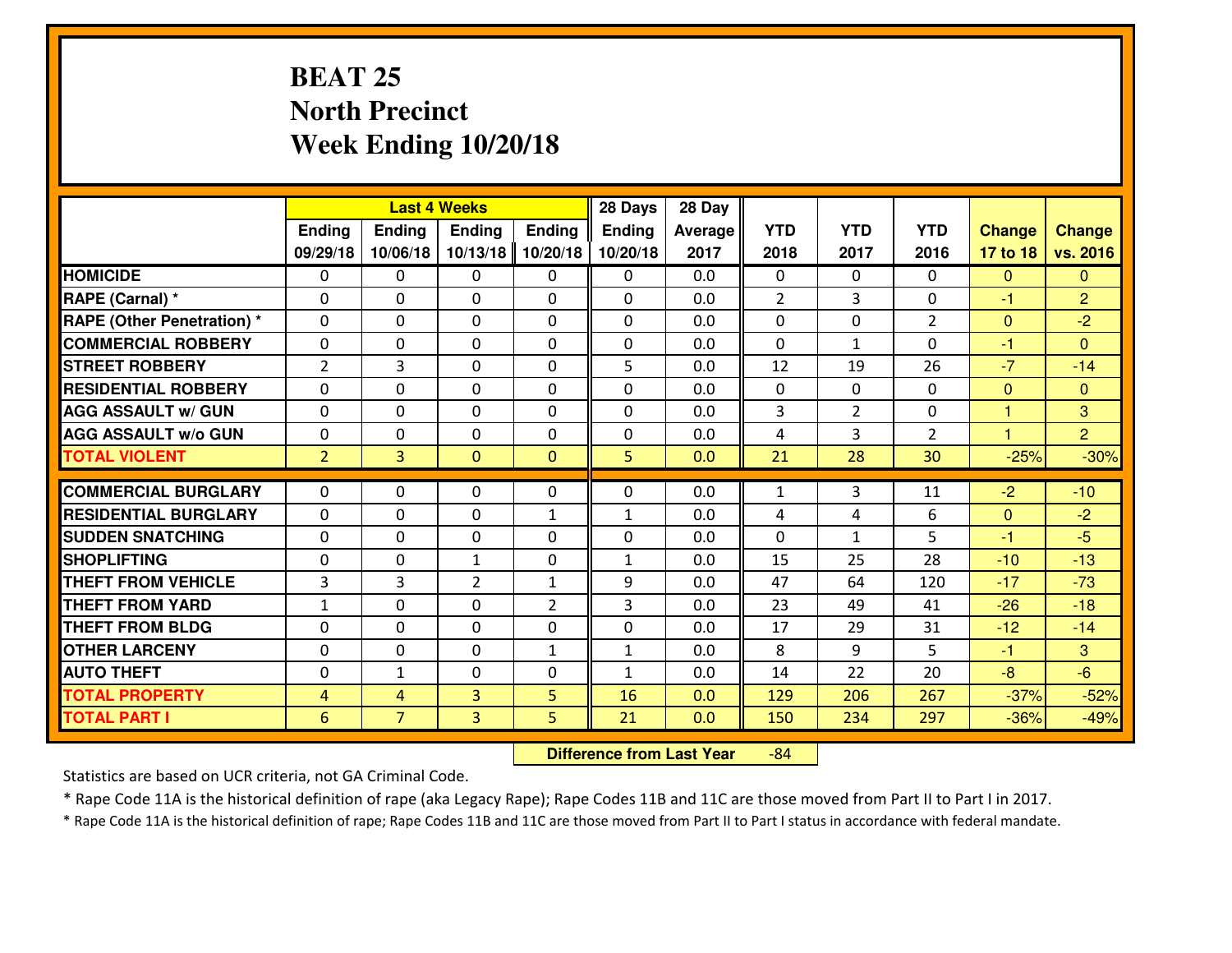# BEAT 25
## North Precinct
## Week Ending 10/20/18

| | Last 4 Weeks | | | | 28 Days | 28 Day | | | | | |
|---|---|---|---|---|---|---|---|---|---|---|---|
| | Ending 09/29/18 | Ending 10/06/18 | Ending 10/13/18 | Ending 10/20/18 | Ending 10/20/18 | Average 2017 | YTD 2018 | YTD 2017 | YTD 2016 | Change 17 to 18 | Change vs. 2016 |
| HOMICIDE | 0 | 0 | 0 | 0 | 0 | 0.0 | 0 | 0 | 0 | 0 | 0 |
| RAPE (Carnal) * | 0 | 0 | 0 | 0 | 0 | 0.0 | 2 | 3 | 0 | -1 | 2 |
| RAPE (Other Penetration) * | 0 | 0 | 0 | 0 | 0 | 0.0 | 0 | 0 | 2 | 0 | -2 |
| COMMERCIAL ROBBERY | 0 | 0 | 0 | 0 | 0 | 0.0 | 0 | 1 | 0 | -1 | 0 |
| STREET ROBBERY | 2 | 3 | 0 | 0 | 5 | 0.0 | 12 | 19 | 26 | -7 | -14 |
| RESIDENTIAL ROBBERY | 0 | 0 | 0 | 0 | 0 | 0.0 | 0 | 0 | 0 | 0 | 0 |
| AGG ASSAULT w/ GUN | 0 | 0 | 0 | 0 | 0 | 0.0 | 3 | 2 | 0 | 1 | 3 |
| AGG ASSAULT w/o GUN | 0 | 0 | 0 | 0 | 0 | 0.0 | 4 | 3 | 2 | 1 | 2 |
| TOTAL VIOLENT | 2 | 3 | 0 | 0 | 5 | 0.0 | 21 | 28 | 30 | -25% | -30% |
| COMMERCIAL BURGLARY | 0 | 0 | 0 | 0 | 0 | 0.0 | 1 | 3 | 11 | -2 | -10 |
| RESIDENTIAL BURGLARY | 0 | 0 | 0 | 1 | 1 | 0.0 | 4 | 4 | 6 | 0 | -2 |
| SUDDEN SNATCHING | 0 | 0 | 0 | 0 | 0 | 0.0 | 0 | 1 | 5 | -1 | -5 |
| SHOPLIFTING | 0 | 0 | 1 | 0 | 1 | 0.0 | 15 | 25 | 28 | -10 | -13 |
| THEFT FROM VEHICLE | 3 | 3 | 2 | 1 | 9 | 0.0 | 47 | 64 | 120 | -17 | -73 |
| THEFT FROM YARD | 1 | 0 | 0 | 2 | 3 | 0.0 | 23 | 49 | 41 | -26 | -18 |
| THEFT FROM BLDG | 0 | 0 | 0 | 0 | 0 | 0.0 | 17 | 29 | 31 | -12 | -14 |
| OTHER LARCENY | 0 | 0 | 0 | 1 | 1 | 0.0 | 8 | 9 | 5 | -1 | 3 |
| AUTO THEFT | 0 | 1 | 0 | 0 | 1 | 0.0 | 14 | 22 | 20 | -8 | -6 |
| TOTAL PROPERTY | 4 | 4 | 3 | 5 | 16 | 0.0 | 129 | 206 | 267 | -37% | -52% |
| TOTAL PART I | 6 | 7 | 3 | 5 | 21 | 0.0 | 150 | 234 | 297 | -36% | -49% |

**Difference from Last Year** -84

Statistics are based on UCR criteria, not GA Criminal Code.

* Rape Code 11A is the historical definition of rape (aka Legacy Rape); Rape Codes 11B and 11C are those moved from Part II to Part I in 2017.

* Rape Code 11A is the historical definition of rape; Rape Codes 11B and 11C are those moved from Part II to Part I status in accordance with federal mandate.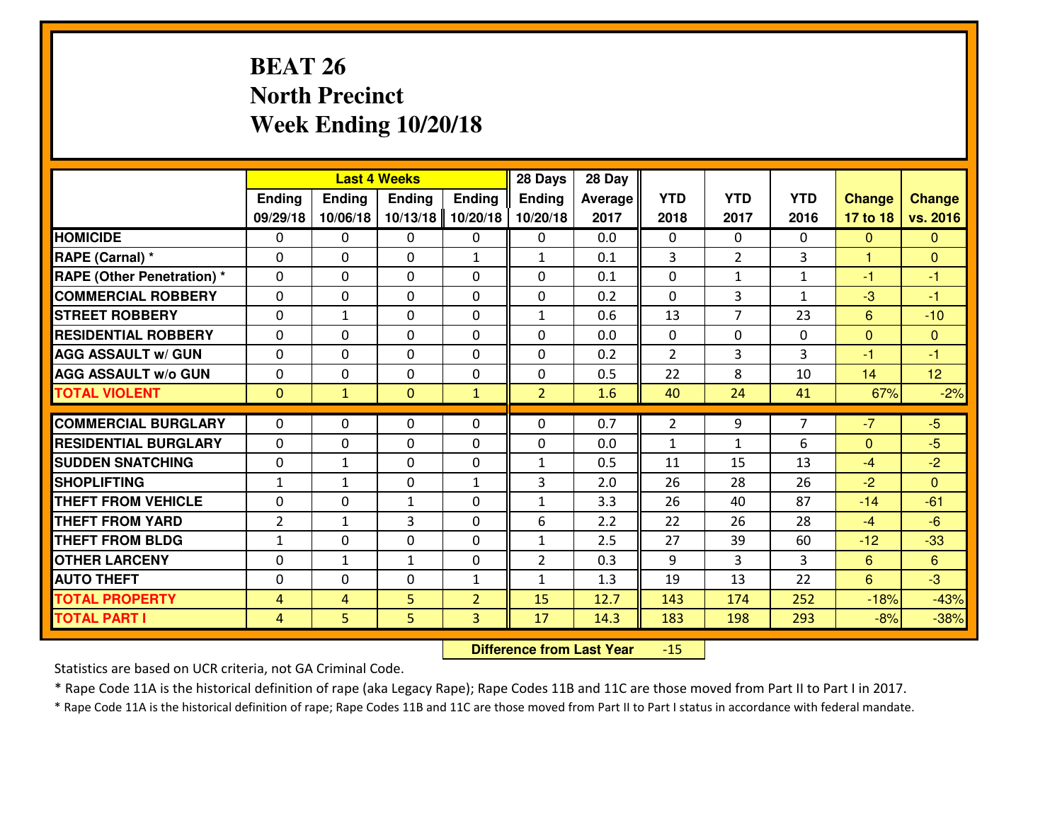# BEAT 26
## North Precinct
## Week Ending 10/20/18

| | Last 4 Weeks | | | | 28 Days | 28 Day | | | | | |
|---|---|---|---|---|---|---|---|---|---|---|---|
| | Ending 09/29/18 | Ending 10/06/18 | Ending 10/13/18 | Ending 10/20/18 | Ending 10/20/18 | Average 2017 | YTD 2018 | YTD 2017 | YTD 2016 | Change 17 to 18 | Change vs. 2016 |
| HOMICIDE | 0 | 0 | 0 | 0 | 0 | 0.0 | 0 | 0 | 0 | 0 | 0 |
| RAPE (Carnal) * | 0 | 0 | 0 | 1 | 1 | 0.1 | 3 | 2 | 3 | 1 | 0 |
| RAPE (Other Penetration) * | 0 | 0 | 0 | 0 | 0 | 0.1 | 0 | 1 | 1 | -1 | -1 |
| COMMERCIAL ROBBERY | 0 | 0 | 0 | 0 | 0 | 0.2 | 0 | 3 | 1 | -3 | -1 |
| STREET ROBBERY | 0 | 1 | 0 | 0 | 1 | 0.6 | 13 | 7 | 23 | 6 | -10 |
| RESIDENTIAL ROBBERY | 0 | 0 | 0 | 0 | 0 | 0.0 | 0 | 0 | 0 | 0 | 0 |
| AGG ASSAULT w/ GUN | 0 | 0 | 0 | 0 | 0 | 0.2 | 2 | 3 | 3 | -1 | -1 |
| AGG ASSAULT w/o GUN | 0 | 0 | 0 | 0 | 0 | 0.5 | 22 | 8 | 10 | 14 | 12 |
| TOTAL VIOLENT | 0 | 1 | 0 | 1 | 2 | 1.6 | 40 | 24 | 41 | 67% | -2% |
| COMMERCIAL BURGLARY | 0 | 0 | 0 | 0 | 0 | 0.7 | 2 | 9 | 7 | -7 | -5 |
| RESIDENTIAL BURGLARY | 0 | 0 | 0 | 0 | 0 | 0.0 | 1 | 1 | 6 | 0 | -5 |
| SUDDEN SNATCHING | 0 | 1 | 0 | 0 | 1 | 0.5 | 11 | 15 | 13 | -4 | -2 |
| SHOPLIFTING | 1 | 1 | 0 | 1 | 3 | 2.0 | 26 | 28 | 26 | -2 | 0 |
| THEFT FROM VEHICLE | 0 | 0 | 1 | 0 | 1 | 3.3 | 26 | 40 | 87 | -14 | -61 |
| THEFT FROM YARD | 2 | 1 | 3 | 0 | 6 | 2.2 | 22 | 26 | 28 | -4 | -6 |
| THEFT FROM BLDG | 1 | 0 | 0 | 0 | 1 | 2.5 | 27 | 39 | 60 | -12 | -33 |
| OTHER LARCENY | 0 | 1 | 1 | 0 | 2 | 0.3 | 9 | 3 | 3 | 6 | 6 |
| AUTO THEFT | 0 | 0 | 0 | 1 | 1 | 1.3 | 19 | 13 | 22 | 6 | -3 |
| TOTAL PROPERTY | 4 | 4 | 5 | 2 | 15 | 12.7 | 143 | 174 | 252 | -18% | -43% |
| TOTAL PART I | 4 | 5 | 5 | 3 | 17 | 14.3 | 183 | 198 | 293 | -8% | -38% |

**Difference from Last Year** -15

Statistics are based on UCR criteria, not GA Criminal Code.

* Rape Code 11A is the historical definition of rape (aka Legacy Rape); Rape Codes 11B and 11C are those moved from Part II to Part I in 2017.

* Rape Code 11A is the historical definition of rape; Rape Codes 11B and 11C are those moved from Part II to Part I status in accordance with federal mandate.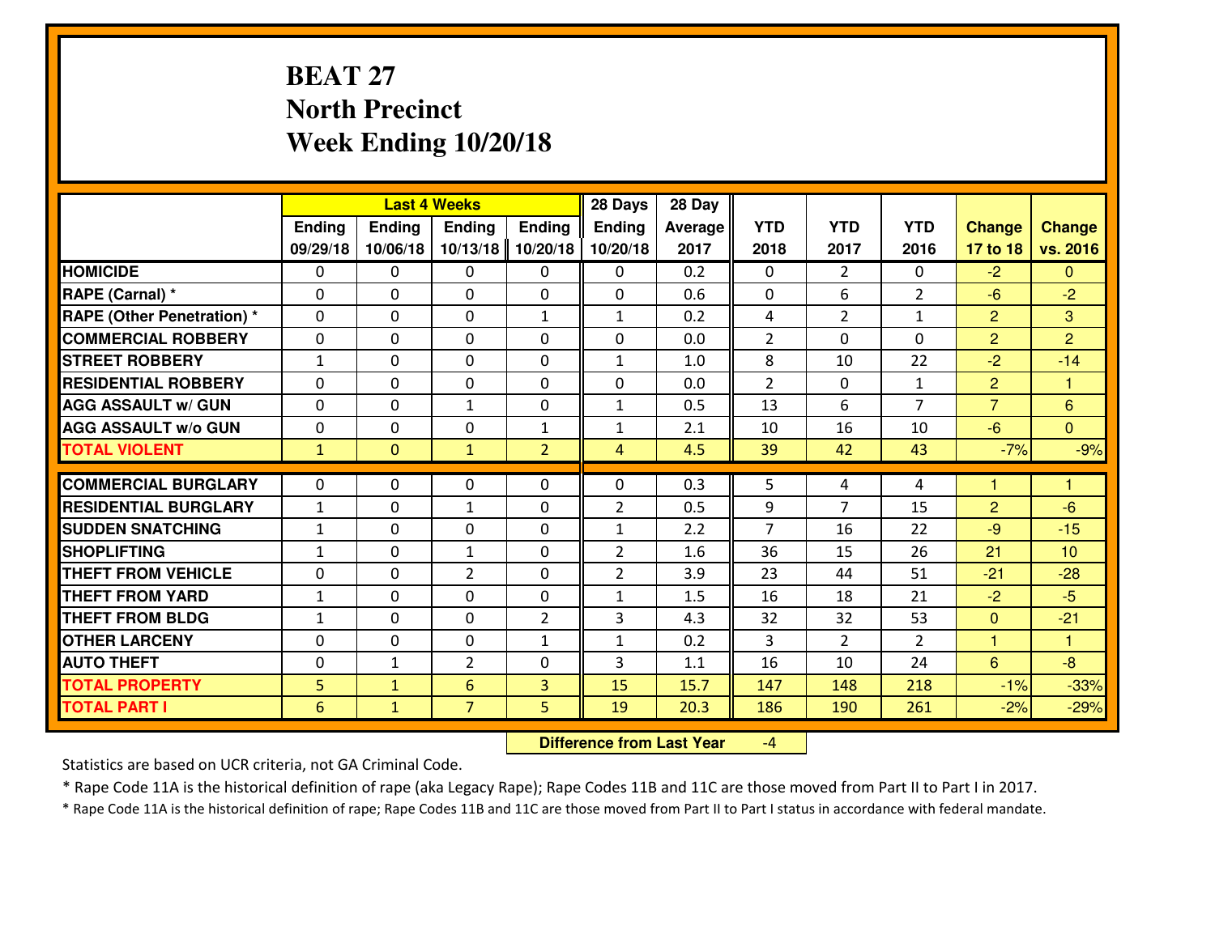# BEAT 27
# North Precinct
# Week Ending 10/20/18

| | Last 4 Weeks | | | | 28 Days | 28 Day | | | | | |
|---|---|---|---|---|---|---|---|---|---|---|---|
| | Ending 09/29/18 | Ending 10/06/18 | Ending 10/13/18 | Ending 10/20/18 | Ending 10/20/18 | Average 2017 | YTD 2018 | YTD 2017 | YTD 2016 | Change 17 to 18 | Change vs. 2016 |
| **HOMICIDE** | 0 | 0 | 0 | 0 | 0 | 0.2 | 0 | 2 | 0 | -2 | 0 |
| **RAPE (Carnal) *** | 0 | 0 | 0 | 0 | 0 | 0.6 | 0 | 6 | 2 | -6 | -2 |
| **RAPE (Other Penetration) *** | 0 | 0 | 0 | 1 | 1 | 0.2 | 4 | 2 | 1 | 2 | 3 |
| **COMMERCIAL ROBBERY** | 0 | 0 | 0 | 0 | 0 | 0.0 | 2 | 0 | 0 | 2 | 2 |
| **STREET ROBBERY** | 1 | 0 | 0 | 0 | 1 | 1.0 | 8 | 10 | 22 | -2 | -14 |
| **RESIDENTIAL ROBBERY** | 0 | 0 | 0 | 0 | 0 | 0.0 | 2 | 0 | 1 | 2 | 1 |
| **AGG ASSAULT w/ GUN** | 0 | 0 | 1 | 0 | 1 | 0.5 | 13 | 6 | 7 | 7 | 6 |
| **AGG ASSAULT w/o GUN** | 0 | 0 | 0 | 1 | 1 | 2.1 | 10 | 16 | 10 | -6 | 0 |
| **TOTAL VIOLENT** | 1 | 0 | 1 | 2 | 4 | 4.5 | 39 | 42 | 43 | -7% | -9% |
| **COMMERCIAL BURGLARY** | 0 | 0 | 0 | 0 | 0 | 0.3 | 5 | 4 | 4 | 1 | 1 |
| **RESIDENTIAL BURGLARY** | 1 | 0 | 1 | 0 | 2 | 0.5 | 9 | 7 | 15 | 2 | -6 |
| **SUDDEN SNATCHING** | 1 | 0 | 0 | 0 | 1 | 2.2 | 7 | 16 | 22 | -9 | -15 |
| **SHOPLIFTING** | 1 | 0 | 1 | 0 | 2 | 1.6 | 36 | 15 | 26 | 21 | 10 |
| **THEFT FROM VEHICLE** | 0 | 0 | 2 | 0 | 2 | 3.9 | 23 | 44 | 51 | -21 | -28 |
| **THEFT FROM YARD** | 1 | 0 | 0 | 0 | 1 | 1.5 | 16 | 18 | 21 | -2 | -5 |
| **THEFT FROM BLDG** | 1 | 0 | 0 | 2 | 3 | 4.3 | 32 | 32 | 53 | 0 | -21 |
| **OTHER LARCENY** | 0 | 0 | 0 | 1 | 1 | 0.2 | 3 | 2 | 2 | 1 | 1 |
| **AUTO THEFT** | 0 | 1 | 2 | 0 | 3 | 1.1 | 16 | 10 | 24 | 6 | -8 |
| **TOTAL PROPERTY** | 5 | 1 | 6 | 3 | 15 | 15.7 | 147 | 148 | 218 | -1% | -33% |
| **TOTAL PART I** | 6 | 1 | 7 | 5 | 19 | 20.3 | 186 | 190 | 261 | -2% | -29% |

**Difference from Last Year** -4

Statistics are based on UCR criteria, not GA Criminal Code.

* Rape Code 11A is the historical definition of rape (aka Legacy Rape); Rape Codes 11B and 11C are those moved from Part II to Part I in 2017.

* Rape Code 11A is the historical definition of rape; Rape Codes 11B and 11C are those moved from Part II to Part I status in accordance with federal mandate.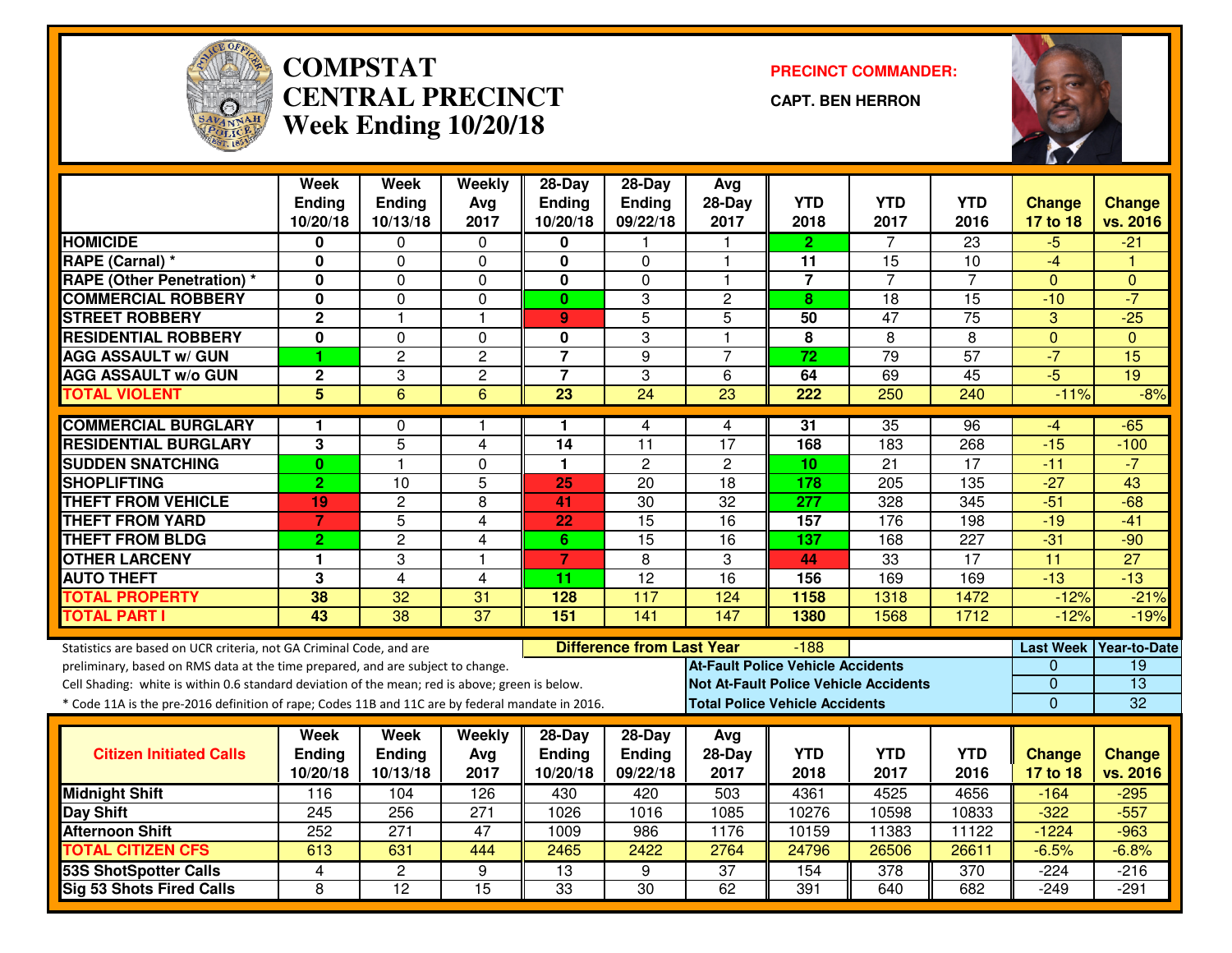# COMPSTAT
# CENTRAL PRECINCT
## Week Ending 10/20/18

**PRECINCT COMMANDER:**

**CAPT. BEN HERRON**

| | Week Ending 10/20/18 | Week Ending 10/13/18 | Weekly Avg 2017 | 28-Day Ending 10/20/18 | 28-Day Ending 09/22/18 | Avg 28-Day 2017 | YTD 2018 | YTD 2017 | YTD 2016 | Change 17 to 18 | Change vs. 2016 |
|---|---|---|---|---|---|---|---|---|---|---|---|
| HOMICIDE | 0 | 0 | 0 | 0 | 1 | 1 | 2 | 7 | 23 | -5 | -21 |
| RAPE (Carnal) * | 0 | 0 | 0 | 0 | 0 | 1 | 11 | 15 | 10 | -4 | 1 |
| RAPE (Other Penetration) * | 0 | 0 | 0 | 0 | 0 | 1 | 7 | 7 | 7 | 0 | 0 |
| COMMERCIAL ROBBERY | 0 | 0 | 0 | 0 | 3 | 2 | 8 | 18 | 15 | -10 | -7 |
| STREET ROBBERY | 2 | 1 | 1 | 9 | 5 | 5 | 50 | 47 | 75 | 3 | -25 |
| RESIDENTIAL ROBBERY | 0 | 0 | 0 | 0 | 3 | 1 | 8 | 8 | 8 | 0 | 0 |
| AGG ASSAULT w/ GUN | 1 | 2 | 2 | 7 | 9 | 7 | 72 | 79 | 57 | -7 | 15 |
| AGG ASSAULT w/o GUN | 2 | 3 | 2 | 7 | 3 | 6 | 64 | 69 | 45 | -5 | 19 |
| TOTAL VIOLENT | 5 | 6 | 6 | 23 | 24 | 23 | 222 | 250 | 240 | -11% | -8% |
| COMMERCIAL BURGLARY | 1 | 0 | 1 | 1 | 4 | 4 | 31 | 35 | 96 | -4 | -65 |
| RESIDENTIAL BURGLARY | 3 | 5 | 4 | 14 | 11 | 17 | 168 | 183 | 268 | -15 | -100 |
| SUDDEN SNATCHING | 0 | 1 | 0 | 1 | 2 | 2 | 10 | 21 | 17 | -11 | -7 |
| SHOPLIFTING | 2 | 10 | 5 | 25 | 20 | 18 | 178 | 205 | 135 | -27 | 43 |
| THEFT FROM VEHICLE | 19 | 2 | 8 | 41 | 30 | 32 | 277 | 328 | 345 | -51 | -68 |
| THEFT FROM YARD | 7 | 5 | 4 | 22 | 15 | 16 | 157 | 176 | 198 | -19 | -41 |
| THEFT FROM BLDG | 2 | 2 | 4 | 6 | 15 | 16 | 137 | 168 | 227 | -31 | -90 |
| OTHER LARCENY | 1 | 3 | 1 | 7 | 8 | 3 | 44 | 33 | 17 | 11 | 27 |
| AUTO THEFT | 3 | 4 | 4 | 11 | 12 | 16 | 156 | 169 | 169 | -13 | -13 |
| TOTAL PROPERTY | 38 | 32 | 31 | 128 | 117 | 124 | 1158 | 1318 | 1472 | -12% | -21% |
| TOTAL PART I | 43 | 38 | 37 | 151 | 141 | 147 | 1380 | 1568 | 1712 | -12% | -19% |

Statistics are based on UCR criteria, not GA Criminal Code, and are preliminary, based on RMS data at the time prepared, and are subject to change.

Cell Shading: white is within 0.6 standard deviation of the mean; red is above; green is below.

\* Code 11A is the pre-2016 definition of rape; Codes 11B and 11C are by federal mandate in 2016.

**Difference from Last Year:** -188

| | Last Week | Year-to-Date |
|---|---|---|
| At-Fault Police Vehicle Accidents | 0 | 19 |
| Not At-Fault Police Vehicle Accidents | 0 | 13 |
| Total Police Vehicle Accidents | 0 | 32 |

| Citizen Initiated Calls | Week Ending 10/20/18 | Week Ending 10/13/18 | Weekly Avg 2017 | 28-Day Ending 10/20/18 | 28-Day Ending 09/22/18 | Avg 28-Day 2017 | YTD 2018 | YTD 2017 | YTD 2016 | Change 17 to 18 | Change vs. 2016 |
|---|---|---|---|---|---|---|---|---|---|---|---|
| Midnight Shift | 116 | 104 | 126 | 430 | 420 | 503 | 4361 | 4525 | 4656 | -164 | -295 |
| Day Shift | 245 | 256 | 271 | 1026 | 1016 | 1085 | 10276 | 10598 | 10833 | -322 | -557 |
| Afternoon Shift | 252 | 271 | 47 | 1009 | 986 | 1176 | 10159 | 11383 | 11122 | -1224 | -963 |
| TOTAL CITIZEN CFS | 613 | 631 | 444 | 2465 | 2422 | 2764 | 24796 | 26506 | 26611 | -6.5% | -6.8% |
| 53S ShotSpotter Calls | 4 | 2 | 9 | 13 | 9 | 37 | 154 | 378 | 370 | -224 | -216 |
| Sig 53 Shots Fired Calls | 8 | 12 | 15 | 33 | 30 | 62 | 391 | 640 | 682 | -249 | -291 |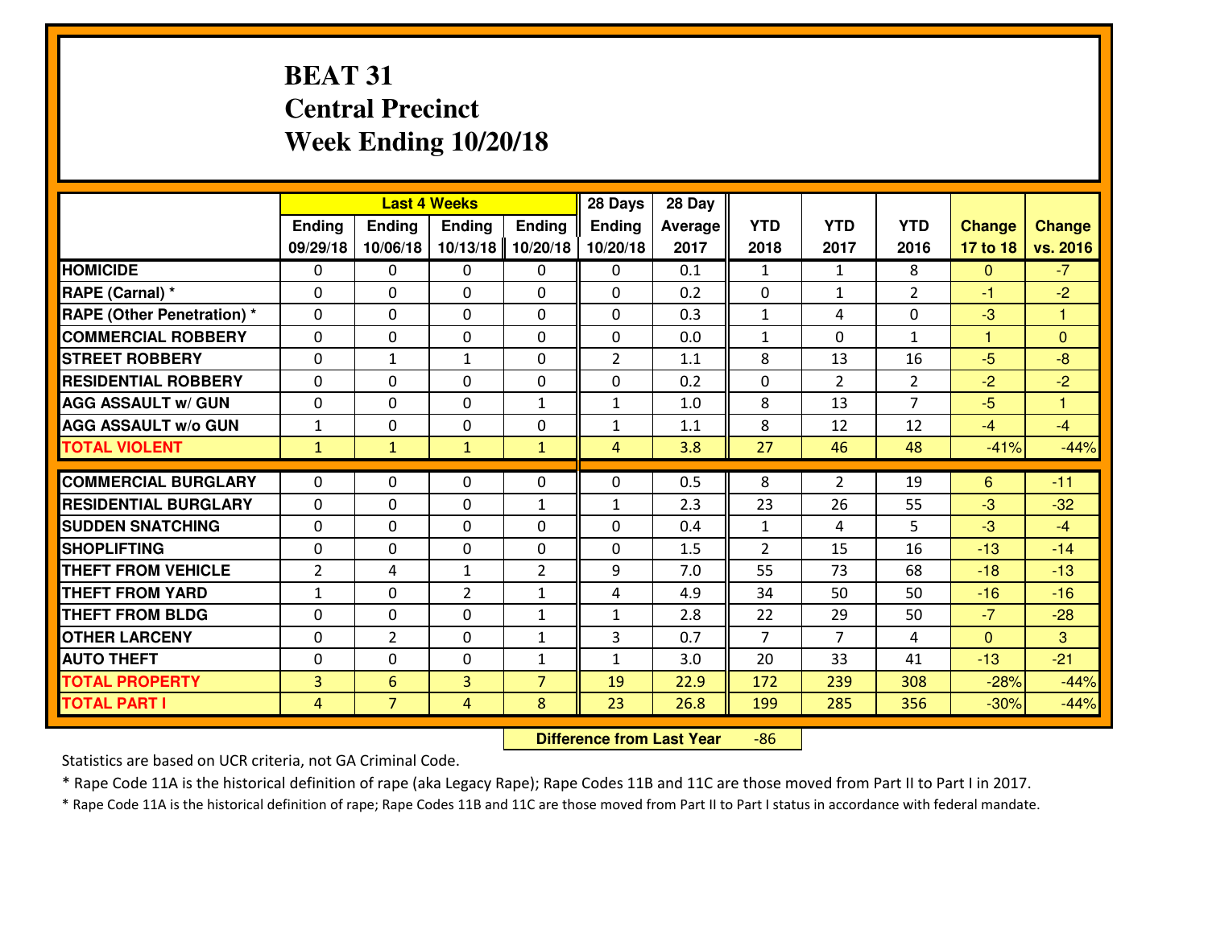# BEAT 31
## Central Precinct
## Week Ending 10/20/18

| | Last 4 Weeks | | | | 28 Days | 28 Day | | | | | |
|---|---|---|---|---|---|---|---|---|---|---|---|
| | Ending 09/29/18 | Ending 10/06/18 | Ending 10/13/18 | Ending 10/20/18 | Ending 10/20/18 | Average 2017 | YTD 2018 | YTD 2017 | YTD 2016 | Change 17 to 18 | Change vs. 2016 |
| HOMICIDE | 0 | 0 | 0 | 0 | 0 | 0.1 | 1 | 1 | 8 | 0 | -7 |
| RAPE (Carnal) * | 0 | 0 | 0 | 0 | 0 | 0.2 | 0 | 1 | 2 | -1 | -2 |
| RAPE (Other Penetration) * | 0 | 0 | 0 | 0 | 0 | 0.3 | 1 | 4 | 0 | -3 | 1 |
| COMMERCIAL ROBBERY | 0 | 0 | 0 | 0 | 0 | 0.0 | 1 | 0 | 1 | 1 | 0 |
| STREET ROBBERY | 0 | 1 | 1 | 0 | 2 | 1.1 | 8 | 13 | 16 | -5 | -8 |
| RESIDENTIAL ROBBERY | 0 | 0 | 0 | 0 | 0 | 0.2 | 0 | 2 | 2 | -2 | -2 |
| AGG ASSAULT w/ GUN | 0 | 0 | 0 | 1 | 1 | 1.0 | 8 | 13 | 7 | -5 | 1 |
| AGG ASSAULT w/o GUN | 1 | 0 | 0 | 0 | 1 | 1.1 | 8 | 12 | 12 | -4 | -4 |
| TOTAL VIOLENT | 1 | 1 | 1 | 1 | 4 | 3.8 | 27 | 46 | 48 | -41% | -44% |
| COMMERCIAL BURGLARY | 0 | 0 | 0 | 0 | 0 | 0.5 | 8 | 2 | 19 | 6 | -11 |
| RESIDENTIAL BURGLARY | 0 | 0 | 0 | 1 | 1 | 2.3 | 23 | 26 | 55 | -3 | -32 |
| SUDDEN SNATCHING | 0 | 0 | 0 | 0 | 0 | 0.4 | 1 | 4 | 5 | -3 | -4 |
| SHOPLIFTING | 0 | 0 | 0 | 0 | 0 | 1.5 | 2 | 15 | 16 | -13 | -14 |
| THEFT FROM VEHICLE | 2 | 4 | 1 | 2 | 9 | 7.0 | 55 | 73 | 68 | -18 | -13 |
| THEFT FROM YARD | 1 | 0 | 2 | 1 | 4 | 4.9 | 34 | 50 | 50 | -16 | -16 |
| THEFT FROM BLDG | 0 | 0 | 0 | 1 | 1 | 2.8 | 22 | 29 | 50 | -7 | -28 |
| OTHER LARCENY | 0 | 2 | 0 | 1 | 3 | 0.7 | 7 | 7 | 4 | 0 | 3 |
| AUTO THEFT | 0 | 0 | 0 | 1 | 1 | 3.0 | 20 | 33 | 41 | -13 | -21 |
| TOTAL PROPERTY | 3 | 6 | 3 | 7 | 19 | 22.9 | 172 | 239 | 308 | -28% | -44% |
| TOTAL PART I | 4 | 7 | 4 | 8 | 23 | 26.8 | 199 | 285 | 356 | -30% | -44% |

**Difference from Last Year** -86

Statistics are based on UCR criteria, not GA Criminal Code.

* Rape Code 11A is the historical definition of rape (aka Legacy Rape); Rape Codes 11B and 11C are those moved from Part II to Part I in 2017.

* Rape Code 11A is the historical definition of rape; Rape Codes 11B and 11C are those moved from Part II to Part I status in accordance with federal mandate.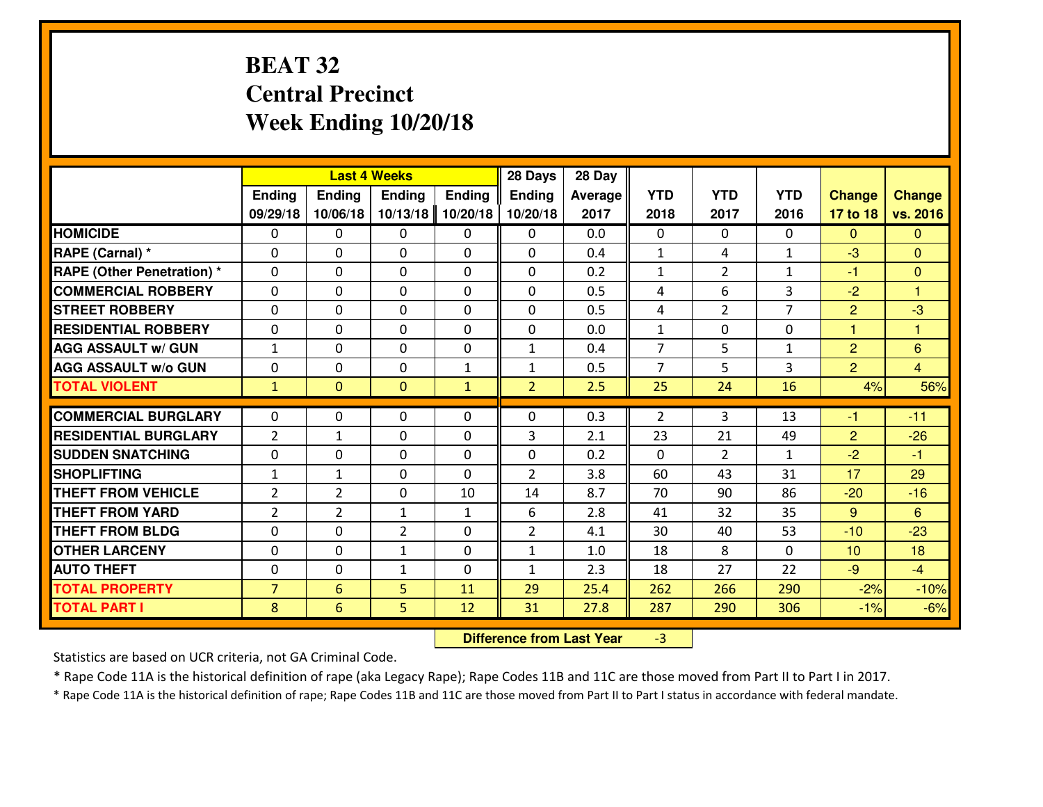# BEAT 32
## Central Precinct
## Week Ending 10/20/18

| | Last 4 Weeks | | | | 28 Days | 28 Day | | | | | |
|---|---|---|---|---|---|---|---|---|---|---|---|
| | Ending 09/29/18 | Ending 10/06/18 | Ending 10/13/18 | Ending 10/20/18 | Ending 10/20/18 | Average 2017 | YTD 2018 | YTD 2017 | YTD 2016 | Change 17 to 18 | Change vs. 2016 |
| **HOMICIDE** | 0 | 0 | 0 | 0 | 0 | 0.0 | 0 | 0 | 0 | 0 | 0 |
| **RAPE (Carnal) *** | 0 | 0 | 0 | 0 | 0 | 0.4 | 1 | 4 | 1 | -3 | 0 |
| **RAPE (Other Penetration) *** | 0 | 0 | 0 | 0 | 0 | 0.2 | 1 | 2 | 1 | -1 | 0 |
| **COMMERCIAL ROBBERY** | 0 | 0 | 0 | 0 | 0 | 0.5 | 4 | 6 | 3 | -2 | 1 |
| **STREET ROBBERY** | 0 | 0 | 0 | 0 | 0 | 0.5 | 4 | 2 | 7 | 2 | -3 |
| **RESIDENTIAL ROBBERY** | 0 | 0 | 0 | 0 | 0 | 0.0 | 1 | 0 | 0 | 1 | 1 |
| **AGG ASSAULT w/ GUN** | 1 | 0 | 0 | 0 | 1 | 0.4 | 7 | 5 | 1 | 2 | 6 |
| **AGG ASSAULT w/o GUN** | 0 | 0 | 0 | 1 | 1 | 0.5 | 7 | 5 | 3 | 2 | 4 |
| **TOTAL VIOLENT** | 1 | 0 | 0 | 1 | 2 | 2.5 | 25 | 24 | 16 | 4% | 56% |
| **COMMERCIAL BURGLARY** | 0 | 0 | 0 | 0 | 0 | 0.3 | 2 | 3 | 13 | -1 | -11 |
| **RESIDENTIAL BURGLARY** | 2 | 1 | 0 | 0 | 3 | 2.1 | 23 | 21 | 49 | 2 | -26 |
| **SUDDEN SNATCHING** | 0 | 0 | 0 | 0 | 0 | 0.2 | 0 | 2 | 1 | -2 | -1 |
| **SHOPLIFTING** | 1 | 1 | 0 | 0 | 2 | 3.8 | 60 | 43 | 31 | 17 | 29 |
| **THEFT FROM VEHICLE** | 2 | 2 | 0 | 10 | 14 | 8.7 | 70 | 90 | 86 | -20 | -16 |
| **THEFT FROM YARD** | 2 | 2 | 1 | 1 | 6 | 2.8 | 41 | 32 | 35 | 9 | 6 |
| **THEFT FROM BLDG** | 0 | 0 | 2 | 0 | 2 | 4.1 | 30 | 40 | 53 | -10 | -23 |
| **OTHER LARCENY** | 0 | 0 | 1 | 0 | 1 | 1.0 | 18 | 8 | 0 | 10 | 18 |
| **AUTO THEFT** | 0 | 0 | 1 | 0 | 1 | 2.3 | 18 | 27 | 22 | -9 | -4 |
| **TOTAL PROPERTY** | 7 | 6 | 5 | 11 | 29 | 25.4 | 262 | 266 | 290 | -2% | -10% |
| **TOTAL PART I** | 8 | 6 | 5 | 12 | 31 | 27.8 | 287 | 290 | 306 | -1% | -6% |

**Difference from Last Year** -3

Statistics are based on UCR criteria, not GA Criminal Code.

* Rape Code 11A is the historical definition of rape (aka Legacy Rape); Rape Codes 11B and 11C are those moved from Part II to Part I in 2017.

* Rape Code 11A is the historical definition of rape; Rape Codes 11B and 11C are those moved from Part II to Part I status in accordance with federal mandate.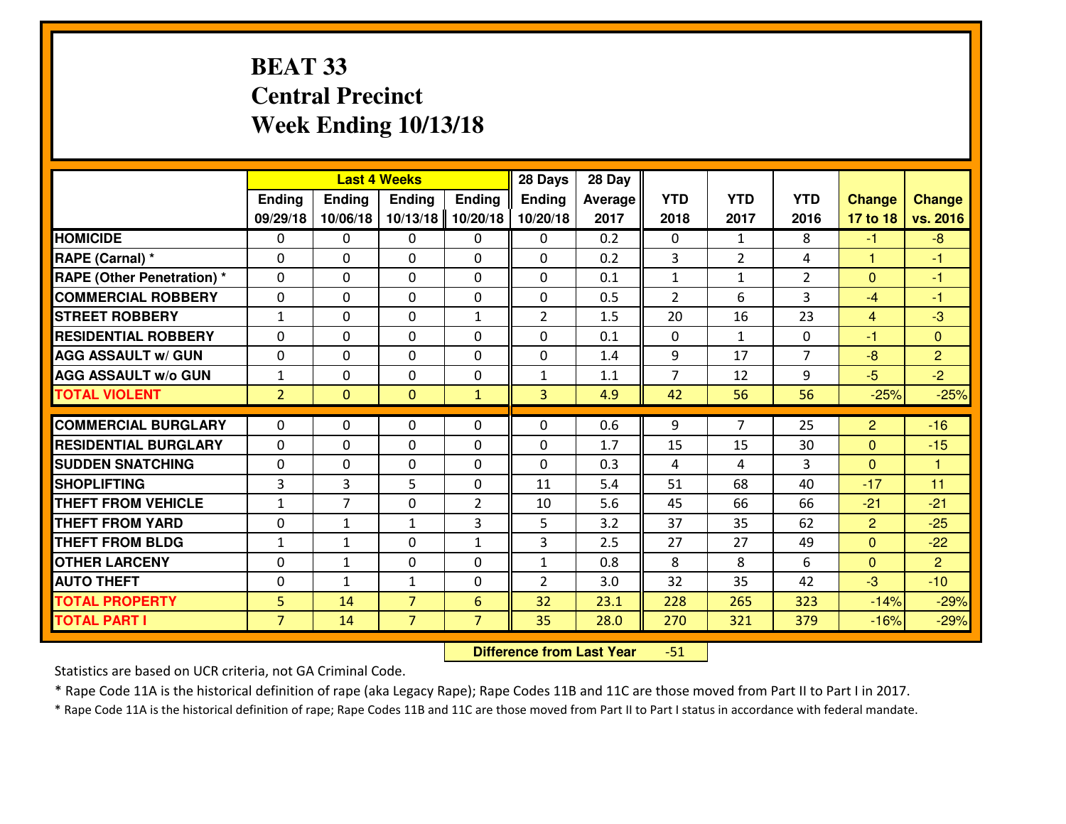# BEAT 33
# Central Precinct
# Week Ending 10/13/18

| | Last 4 Weeks | | | | 28 Days | 28 Day | | | | | |
|---|---|---|---|---|---|---|---|---|---|---|---|
| | Ending 09/29/18 | Ending 10/06/18 | Ending 10/13/18 | Ending 10/20/18 | Ending 10/20/18 | Average 2017 | YTD 2018 | YTD 2017 | YTD 2016 | Change 17 to 18 | Change vs. 2016 |
| **HOMICIDE** | 0 | 0 | 0 | 0 | 0 | 0.2 | 0 | 1 | 8 | -1 | -8 |
| **RAPE (Carnal) *** | 0 | 0 | 0 | 0 | 0 | 0.2 | 3 | 2 | 4 | 1 | -1 |
| **RAPE (Other Penetration) *** | 0 | 0 | 0 | 0 | 0 | 0.1 | 1 | 1 | 2 | 0 | -1 |
| **COMMERCIAL ROBBERY** | 0 | 0 | 0 | 0 | 0 | 0.5 | 2 | 6 | 3 | -4 | -1 |
| **STREET ROBBERY** | 1 | 0 | 0 | 1 | 2 | 1.5 | 20 | 16 | 23 | 4 | -3 |
| **RESIDENTIAL ROBBERY** | 0 | 0 | 0 | 0 | 0 | 0.1 | 0 | 1 | 0 | -1 | 0 |
| **AGG ASSAULT w/ GUN** | 0 | 0 | 0 | 0 | 0 | 1.4 | 9 | 17 | 7 | -8 | 2 |
| **AGG ASSAULT w/o GUN** | 1 | 0 | 0 | 0 | 1 | 1.1 | 7 | 12 | 9 | -5 | -2 |
| **TOTAL VIOLENT** | 2 | 0 | 0 | 1 | 3 | 4.9 | 42 | 56 | 56 | -25% | -25% |
| **COMMERCIAL BURGLARY** | 0 | 0 | 0 | 0 | 0 | 0.6 | 9 | 7 | 25 | 2 | -16 |
| **RESIDENTIAL BURGLARY** | 0 | 0 | 0 | 0 | 0 | 1.7 | 15 | 15 | 30 | 0 | -15 |
| **SUDDEN SNATCHING** | 0 | 0 | 0 | 0 | 0 | 0.3 | 4 | 4 | 3 | 0 | 1 |
| **SHOPLIFTING** | 3 | 3 | 5 | 0 | 11 | 5.4 | 51 | 68 | 40 | -17 | 11 |
| **THEFT FROM VEHICLE** | 1 | 7 | 0 | 2 | 10 | 5.6 | 45 | 66 | 66 | -21 | -21 |
| **THEFT FROM YARD** | 0 | 1 | 1 | 3 | 5 | 3.2 | 37 | 35 | 62 | 2 | -25 |
| **THEFT FROM BLDG** | 1 | 1 | 0 | 1 | 3 | 2.5 | 27 | 27 | 49 | 0 | -22 |
| **OTHER LARCENY** | 0 | 1 | 0 | 0 | 1 | 0.8 | 8 | 8 | 6 | 0 | 2 |
| **AUTO THEFT** | 0 | 1 | 1 | 0 | 2 | 3.0 | 32 | 35 | 42 | -3 | -10 |
| **TOTAL PROPERTY** | 5 | 14 | 7 | 6 | 32 | 23.1 | 228 | 265 | 323 | -14% | -29% |
| **TOTAL PART I** | 7 | 14 | 7 | 7 | 35 | 28.0 | 270 | 321 | 379 | -16% | -29% |

**Difference from Last Year** -51

Statistics are based on UCR criteria, not GA Criminal Code.

* Rape Code 11A is the historical definition of rape (aka Legacy Rape); Rape Codes 11B and 11C are those moved from Part II to Part I in 2017.

* Rape Code 11A is the historical definition of rape; Rape Codes 11B and 11C are those moved from Part II to Part I status in accordance with federal mandate.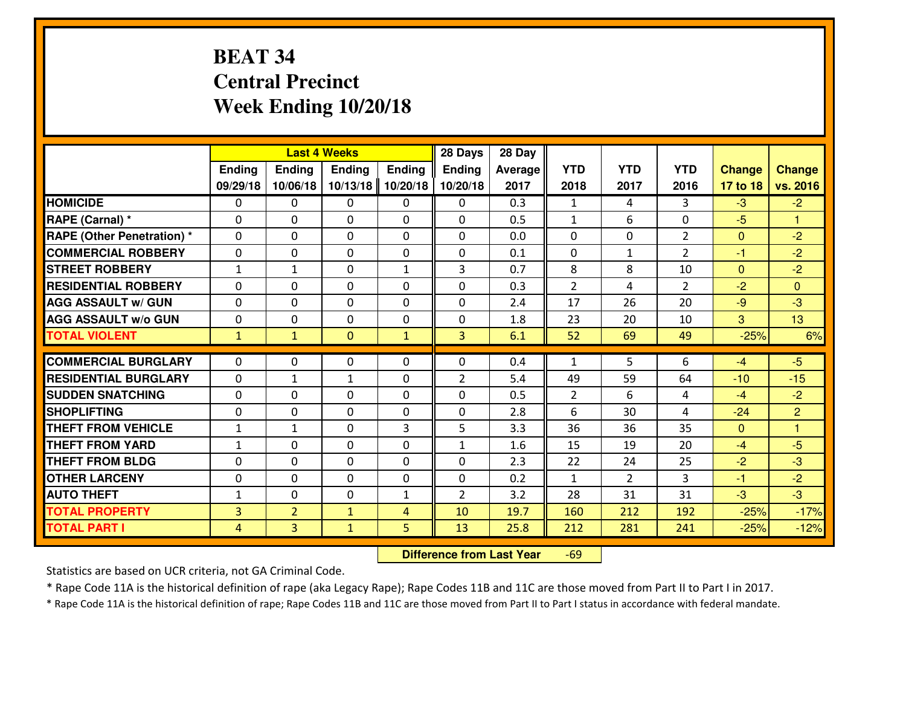# BEAT 34
## Central Precinct
## Week Ending 10/20/18

| | Last 4 Weeks | | | | 28 Days | 28 Day | | | | | |
|---|---|---|---|---|---|---|---|---|---|---|---|
| | Ending 09/29/18 | Ending 10/06/18 | Ending 10/13/18 | Ending 10/20/18 | Ending 10/20/18 | Average 2017 | YTD 2018 | YTD 2017 | YTD 2016 | Change 17 to 18 | Change vs. 2016 |
| **HOMICIDE** | 0 | 0 | 0 | 0 | 0 | 0.3 | 1 | 4 | 3 | -3 | -2 |
| **RAPE (Carnal) *** | 0 | 0 | 0 | 0 | 0 | 0.5 | 1 | 6 | 0 | -5 | 1 |
| **RAPE (Other Penetration) *** | 0 | 0 | 0 | 0 | 0 | 0.0 | 0 | 0 | 2 | 0 | -2 |
| **COMMERCIAL ROBBERY** | 0 | 0 | 0 | 0 | 0 | 0.1 | 0 | 1 | 2 | -1 | -2 |
| **STREET ROBBERY** | 1 | 1 | 0 | 1 | 3 | 0.7 | 8 | 8 | 10 | 0 | -2 |
| **RESIDENTIAL ROBBERY** | 0 | 0 | 0 | 0 | 0 | 0.3 | 2 | 4 | 2 | -2 | 0 |
| **AGG ASSAULT w/ GUN** | 0 | 0 | 0 | 0 | 0 | 2.4 | 17 | 26 | 20 | -9 | -3 |
| **AGG ASSAULT w/o GUN** | 0 | 0 | 0 | 0 | 0 | 1.8 | 23 | 20 | 10 | 3 | 13 |
| **TOTAL VIOLENT** | 1 | 1 | 0 | 1 | 3 | 6.1 | 52 | 69 | 49 | -25% | 6% |
| **COMMERCIAL BURGLARY** | 0 | 0 | 0 | 0 | 0 | 0.4 | 1 | 5 | 6 | -4 | -5 |
| **RESIDENTIAL BURGLARY** | 0 | 1 | 1 | 0 | 2 | 5.4 | 49 | 59 | 64 | -10 | -15 |
| **SUDDEN SNATCHING** | 0 | 0 | 0 | 0 | 0 | 0.5 | 2 | 6 | 4 | -4 | -2 |
| **SHOPLIFTING** | 0 | 0 | 0 | 0 | 0 | 2.8 | 6 | 30 | 4 | -24 | 2 |
| **THEFT FROM VEHICLE** | 1 | 1 | 0 | 3 | 5 | 3.3 | 36 | 36 | 35 | 0 | 1 |
| **THEFT FROM YARD** | 1 | 0 | 0 | 0 | 1 | 1.6 | 15 | 19 | 20 | -4 | -5 |
| **THEFT FROM BLDG** | 0 | 0 | 0 | 0 | 0 | 2.3 | 22 | 24 | 25 | -2 | -3 |
| **OTHER LARCENY** | 0 | 0 | 0 | 0 | 0 | 0.2 | 1 | 2 | 3 | -1 | -2 |
| **AUTO THEFT** | 1 | 0 | 0 | 1 | 2 | 3.2 | 28 | 31 | 31 | -3 | -3 |
| **TOTAL PROPERTY** | 3 | 2 | 1 | 4 | 10 | 19.7 | 160 | 212 | 192 | -25% | -17% |
| **TOTAL PART I** | 4 | 3 | 1 | 5 | 13 | 25.8 | 212 | 281 | 241 | -25% | -12% |

**Difference from Last Year** -69

Statistics are based on UCR criteria, not GA Criminal Code.

* Rape Code 11A is the historical definition of rape (aka Legacy Rape); Rape Codes 11B and 11C are those moved from Part II to Part I in 2017.

* Rape Code 11A is the historical definition of rape; Rape Codes 11B and 11C are those moved from Part II to Part I status in accordance with federal mandate.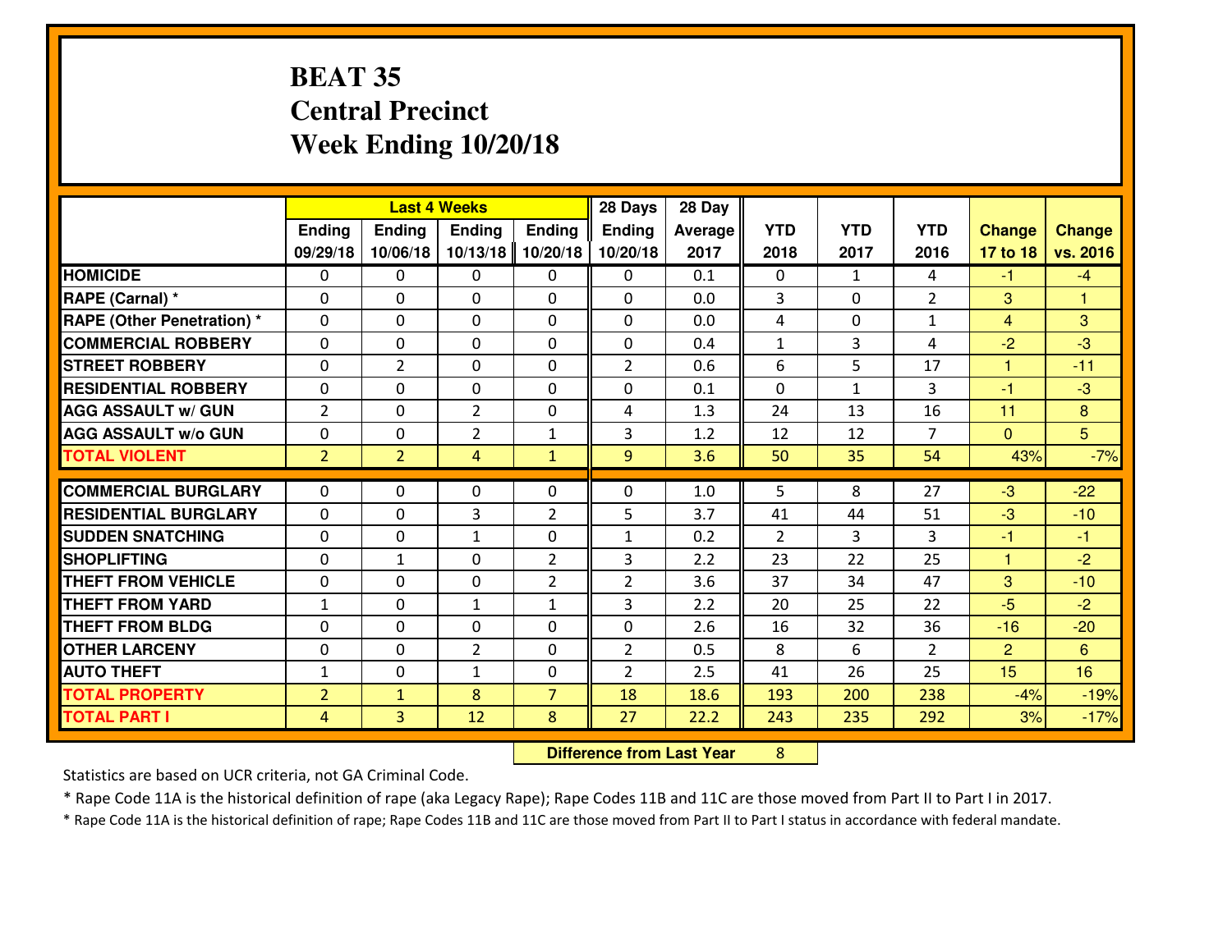# BEAT 35
## Central Precinct
## Week Ending 10/20/18

| | Last 4 Weeks | | | | 28 Days | 28 Day | YTD | YTD | YTD | Change | Change |
|---|---|---|---|---|---|---|---|---|---|---|---|
| | Ending 09/29/18 | Ending 10/06/18 | Ending 10/13/18 | Ending 10/20/18 | Ending 10/20/18 | Average 2017 | 2018 | 2017 | 2016 | 17 to 18 | vs. 2016 |
| **HOMICIDE** | 0 | 0 | 0 | 0 | 0 | 0.1 | 0 | 1 | 4 | -1 | -4 |
| **RAPE (Carnal) *** | 0 | 0 | 0 | 0 | 0 | 0.0 | 3 | 0 | 2 | 3 | 1 |
| **RAPE (Other Penetration) *** | 0 | 0 | 0 | 0 | 0 | 0.0 | 4 | 0 | 1 | 4 | 3 |
| **COMMERCIAL ROBBERY** | 0 | 0 | 0 | 0 | 0 | 0.4 | 1 | 3 | 4 | -2 | -3 |
| **STREET ROBBERY** | 0 | 2 | 0 | 0 | 2 | 0.6 | 6 | 5 | 17 | 1 | -11 |
| **RESIDENTIAL ROBBERY** | 0 | 0 | 0 | 0 | 0 | 0.1 | 0 | 1 | 3 | -1 | -3 |
| **AGG ASSAULT w/ GUN** | 2 | 0 | 2 | 0 | 4 | 1.3 | 24 | 13 | 16 | 11 | 8 |
| **AGG ASSAULT w/o GUN** | 0 | 0 | 2 | 1 | 3 | 1.2 | 12 | 12 | 7 | 0 | 5 |
| **TOTAL VIOLENT** | 2 | 2 | 4 | 1 | 9 | 3.6 | 50 | 35 | 54 | 43% | -7% |
| **COMMERCIAL BURGLARY** | 0 | 0 | 0 | 0 | 0 | 1.0 | 5 | 8 | 27 | -3 | -22 |
| **RESIDENTIAL BURGLARY** | 0 | 0 | 3 | 2 | 5 | 3.7 | 41 | 44 | 51 | -3 | -10 |
| **SUDDEN SNATCHING** | 0 | 0 | 1 | 0 | 1 | 0.2 | 2 | 3 | 3 | -1 | -1 |
| **SHOPLIFTING** | 0 | 1 | 0 | 2 | 3 | 2.2 | 23 | 22 | 25 | 1 | -2 |
| **THEFT FROM VEHICLE** | 0 | 0 | 0 | 2 | 2 | 3.6 | 37 | 34 | 47 | 3 | -10 |
| **THEFT FROM YARD** | 1 | 0 | 1 | 1 | 3 | 2.2 | 20 | 25 | 22 | -5 | -2 |
| **THEFT FROM BLDG** | 0 | 0 | 0 | 0 | 0 | 2.6 | 16 | 32 | 36 | -16 | -20 |
| **OTHER LARCENY** | 0 | 0 | 2 | 0 | 2 | 0.5 | 8 | 6 | 2 | 2 | 6 |
| **AUTO THEFT** | 1 | 0 | 1 | 0 | 2 | 2.5 | 41 | 26 | 25 | 15 | 16 |
| **TOTAL PROPERTY** | 2 | 1 | 8 | 7 | 18 | 18.6 | 193 | 200 | 238 | -4% | -19% |
| **TOTAL PART I** | 4 | 3 | 12 | 8 | 27 | 22.2 | 243 | 235 | 292 | 3% | -17% |

**Difference from Last Year** 8

Statistics are based on UCR criteria, not GA Criminal Code.

* Rape Code 11A is the historical definition of rape (aka Legacy Rape); Rape Codes 11B and 11C are those moved from Part II to Part I in 2017.

* Rape Code 11A is the historical definition of rape; Rape Codes 11B and 11C are those moved from Part II to Part I status in accordance with federal mandate.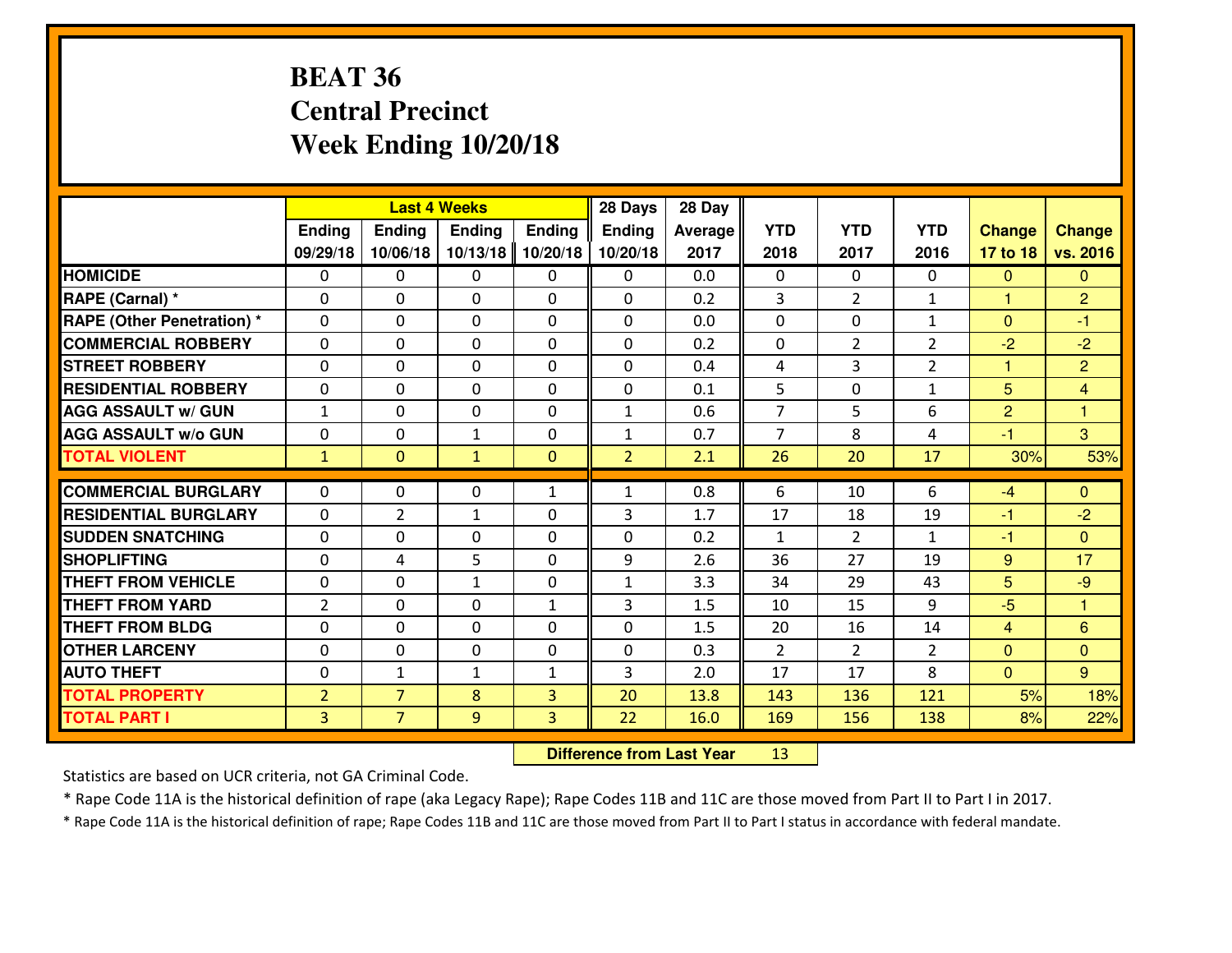# BEAT 36
## Central Precinct
## Week Ending 10/20/18

| | Last 4 Weeks | | | | 28 Days | 28 Day | | | | | |
|---|---|---|---|---|---|---|---|---|---|---|---|
| | Ending 09/29/18 | Ending 10/06/18 | Ending 10/13/18 | Ending 10/20/18 | Ending 10/20/18 | Average 2017 | YTD 2018 | YTD 2017 | YTD 2016 | Change 17 to 18 | Change vs. 2016 |
| **HOMICIDE** | 0 | 0 | 0 | 0 | 0 | 0.0 | 0 | 0 | 0 | 0 | 0 |
| **RAPE (Carnal) *** | 0 | 0 | 0 | 0 | 0 | 0.2 | 3 | 2 | 1 | 1 | 2 |
| **RAPE (Other Penetration) *** | 0 | 0 | 0 | 0 | 0 | 0.0 | 0 | 0 | 1 | 0 | -1 |
| **COMMERCIAL ROBBERY** | 0 | 0 | 0 | 0 | 0 | 0.2 | 0 | 2 | 2 | -2 | -2 |
| **STREET ROBBERY** | 0 | 0 | 0 | 0 | 0 | 0.4 | 4 | 3 | 2 | 1 | 2 |
| **RESIDENTIAL ROBBERY** | 0 | 0 | 0 | 0 | 0 | 0.1 | 5 | 0 | 1 | 5 | 4 |
| **AGG ASSAULT w/ GUN** | 1 | 0 | 0 | 0 | 1 | 0.6 | 7 | 5 | 6 | 2 | 1 |
| **AGG ASSAULT w/o GUN** | 0 | 0 | 1 | 0 | 1 | 0.7 | 7 | 8 | 4 | -1 | 3 |
| **TOTAL VIOLENT** | 1 | 0 | 1 | 0 | 2 | 2.1 | 26 | 20 | 17 | 30% | 53% |
| **COMMERCIAL BURGLARY** | 0 | 0 | 0 | 1 | 1 | 0.8 | 6 | 10 | 6 | -4 | 0 |
| **RESIDENTIAL BURGLARY** | 0 | 2 | 1 | 0 | 3 | 1.7 | 17 | 18 | 19 | -1 | -2 |
| **SUDDEN SNATCHING** | 0 | 0 | 0 | 0 | 0 | 0.2 | 1 | 2 | 1 | -1 | 0 |
| **SHOPLIFTING** | 0 | 4 | 5 | 0 | 9 | 2.6 | 36 | 27 | 19 | 9 | 17 |
| **THEFT FROM VEHICLE** | 0 | 0 | 1 | 0 | 1 | 3.3 | 34 | 29 | 43 | 5 | -9 |
| **THEFT FROM YARD** | 2 | 0 | 0 | 1 | 3 | 1.5 | 10 | 15 | 9 | -5 | 1 |
| **THEFT FROM BLDG** | 0 | 0 | 0 | 0 | 0 | 1.5 | 20 | 16 | 14 | 4 | 6 |
| **OTHER LARCENY** | 0 | 0 | 0 | 0 | 0 | 0.3 | 2 | 2 | 2 | 0 | 0 |
| **AUTO THEFT** | 0 | 1 | 1 | 1 | 3 | 2.0 | 17 | 17 | 8 | 0 | 9 |
| **TOTAL PROPERTY** | 2 | 7 | 8 | 3 | 20 | 13.8 | 143 | 136 | 121 | 5% | 18% |
| **TOTAL PART I** | 3 | 7 | 9 | 3 | 22 | 16.0 | 169 | 156 | 138 | 8% | 22% |

**Difference from Last Year** 13

Statistics are based on UCR criteria, not GA Criminal Code.

* Rape Code 11A is the historical definition of rape (aka Legacy Rape); Rape Codes 11B and 11C are those moved from Part II to Part I in 2017.

* Rape Code 11A is the historical definition of rape; Rape Codes 11B and 11C are those moved from Part II to Part I status in accordance with federal mandate.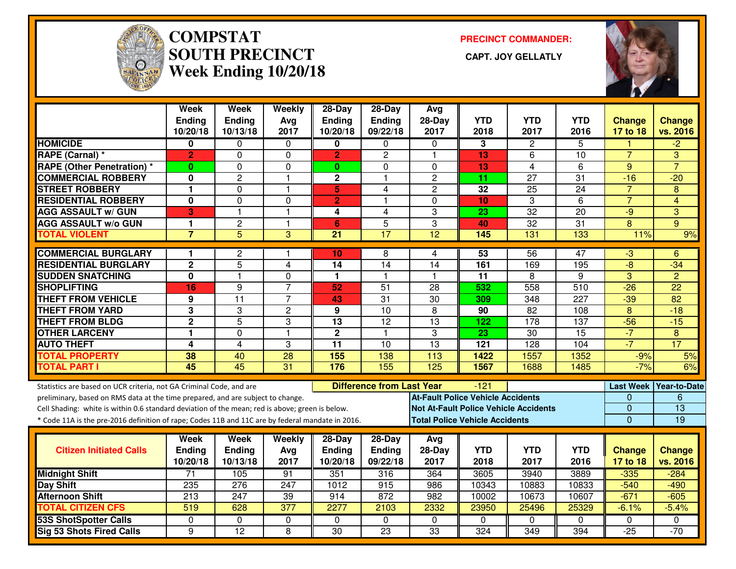# COMPSTAT
# SOUTH PRECINCT
## Week Ending 10/20/18

**PRECINCT COMMANDER:**

**CAPT. JOY GELLATLY**

| | Week Ending 10/20/18 | Week Ending 10/13/18 | Weekly Avg 2017 | 28-Day Ending 10/20/18 | 28-Day Ending 09/22/18 | Avg 28-Day 2017 | YTD 2018 | YTD 2017 | YTD 2016 | Change 17 to 18 | Change vs. 2016 |
|---|---|---|---|---|---|---|---|---|---|---|---|
| HOMICIDE | 0 | 0 | 0 | 0 | 0 | 0 | 3 | 2 | 5 | 1 | -2 |
| RAPE (Carnal) * | 2 | 0 | 0 | 2 | 2 | 1 | 13 | 6 | 10 | 7 | 3 |
| RAPE (Other Penetration) * | 0 | 0 | 0 | 0 | 0 | 0 | 13 | 4 | 6 | 9 | 7 |
| COMMERCIAL ROBBERY | 0 | 2 | 1 | 2 | 1 | 2 | 11 | 27 | 31 | -16 | -20 |
| STREET ROBBERY | 1 | 0 | 1 | 5 | 4 | 2 | 32 | 25 | 24 | 7 | 8 |
| RESIDENTIAL ROBBERY | 0 | 0 | 0 | 2 | 1 | 0 | 10 | 3 | 6 | 7 | 4 |
| AGG ASSAULT w/ GUN | 3 | 1 | 1 | 4 | 4 | 3 | 23 | 32 | 20 | -9 | 3 |
| AGG ASSAULT w/o GUN | 1 | 2 | 1 | 6 | 5 | 3 | 40 | 32 | 31 | 8 | 9 |
| TOTAL VIOLENT | 7 | 5 | 3 | 21 | 17 | 12 | 145 | 131 | 133 | 11% | 9% |
| COMMERCIAL BURGLARY | 1 | 2 | 1 | 10 | 8 | 4 | 53 | 56 | 47 | -3 | 6 |
| RESIDENTIAL BURGLARY | 2 | 5 | 4 | 14 | 14 | 14 | 161 | 169 | 195 | -8 | -34 |
| SUDDEN SNATCHING | 0 | 1 | 0 | 1 | 1 | 1 | 11 | 8 | 9 | 3 | 2 |
| SHOPLIFTING | 16 | 9 | 7 | 52 | 51 | 28 | 532 | 558 | 510 | -26 | 22 |
| THEFT FROM VEHICLE | 9 | 11 | 7 | 43 | 31 | 30 | 309 | 348 | 227 | -39 | 82 |
| THEFT FROM YARD | 3 | 3 | 2 | 9 | 10 | 8 | 90 | 82 | 108 | 8 | -18 |
| THEFT FROM BLDG | 2 | 5 | 3 | 13 | 12 | 13 | 122 | 178 | 137 | -56 | -15 |
| OTHER LARCENY | 1 | 0 | 1 | 2 | 1 | 3 | 23 | 30 | 15 | -7 | 8 |
| AUTO THEFT | 4 | 4 | 3 | 11 | 10 | 13 | 121 | 128 | 104 | -7 | 17 |
| TOTAL PROPERTY | 38 | 40 | 28 | 155 | 138 | 113 | 1422 | 1557 | 1352 | -9% | 5% |
| TOTAL PART I | 45 | 45 | 31 | 176 | 155 | 125 | 1567 | 1688 | 1485 | -7% | 6% |

Statistics are based on UCR criteria, not GA Criminal Code, and are preliminary, based on RMS data at the time prepared, and are subject to change.

Cell Shading: white is within 0.6 standard deviation of the mean; red is above; green is below.

* Code 11A is the pre-2016 definition of rape; Codes 11B and 11C are by federal mandate in 2016.

**Difference from Last Year:** -121

| | Last Week | Year-to-Date |
|---|---|---|
| At-Fault Police Vehicle Accidents | 0 | 6 |
| Not At-Fault Police Vehicle Accidents | 0 | 13 |
| Total Police Vehicle Accidents | 0 | 19 |

| Citizen Initiated Calls | Week Ending 10/20/18 | Week Ending 10/13/18 | Weekly Avg 2017 | 28-Day Ending 10/20/18 | 28-Day Ending 09/22/18 | Avg 28-Day 2017 | YTD 2018 | YTD 2017 | YTD 2016 | Change 17 to 18 | Change vs. 2016 |
|---|---|---|---|---|---|---|---|---|---|---|---|
| Midnight Shift | 71 | 105 | 91 | 351 | 316 | 364 | 3605 | 3940 | 3889 | -335 | -284 |
| Day Shift | 235 | 276 | 247 | 1012 | 915 | 986 | 10343 | 10883 | 10833 | -540 | -490 |
| Afternoon Shift | 213 | 247 | 39 | 914 | 872 | 982 | 10002 | 10673 | 10607 | -671 | -605 |
| TOTAL CITIZEN CFS | 519 | 628 | 377 | 2277 | 2103 | 2332 | 23950 | 25496 | 25329 | -6.1% | -5.4% |
| 53S ShotSpotter Calls | 0 | 0 | 0 | 0 | 0 | 0 | 0 | 0 | 0 | 0 | 0 |
| Sig 53 Shots Fired Calls | 9 | 12 | 8 | 30 | 23 | 33 | 324 | 349 | 394 | -25 | -70 |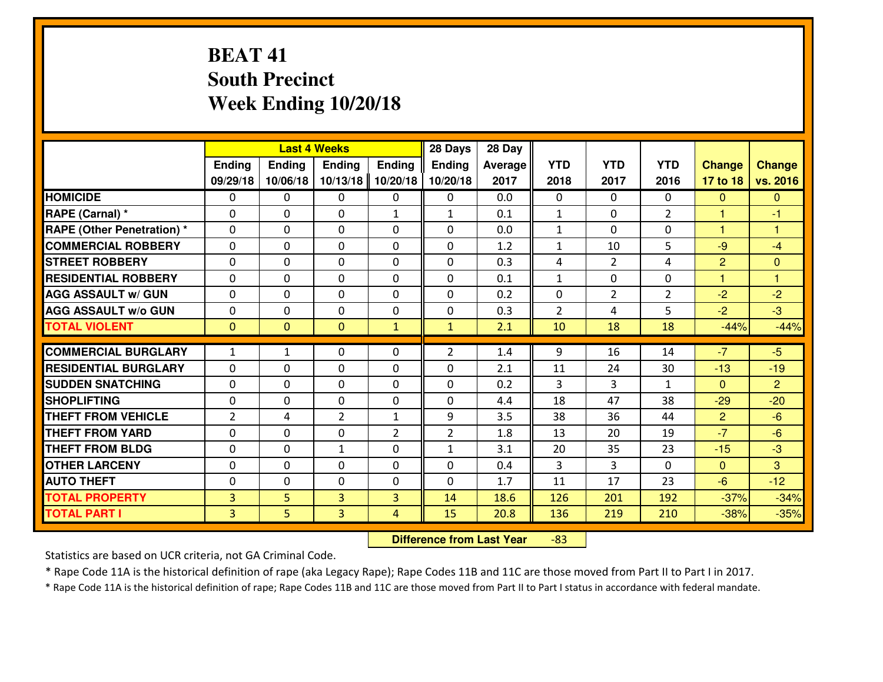# BEAT 41
## South Precinct
## Week Ending 10/20/18

| | Last 4 Weeks | | | | 28 Days | 28 Day | | | | | |
|---|---|---|---|---|---|---|---|---|---|---|---|
| | Ending 09/29/18 | Ending 10/06/18 | Ending 10/13/18 | Ending 10/20/18 | Ending 10/20/18 | Average 2017 | YTD 2018 | YTD 2017 | YTD 2016 | Change 17 to 18 | Change vs. 2016 |
| HOMICIDE | 0 | 0 | 0 | 0 | 0 | 0.0 | 0 | 0 | 0 | 0 | 0 |
| RAPE (Carnal) * | 0 | 0 | 0 | 1 | 1 | 0.1 | 1 | 0 | 2 | 1 | -1 |
| RAPE (Other Penetration) * | 0 | 0 | 0 | 0 | 0 | 0.0 | 1 | 0 | 0 | 1 | 1 |
| COMMERCIAL ROBBERY | 0 | 0 | 0 | 0 | 0 | 1.2 | 1 | 10 | 5 | -9 | -4 |
| STREET ROBBERY | 0 | 0 | 0 | 0 | 0 | 0.3 | 4 | 2 | 4 | 2 | 0 |
| RESIDENTIAL ROBBERY | 0 | 0 | 0 | 0 | 0 | 0.1 | 1 | 0 | 0 | 1 | 1 |
| AGG ASSAULT w/ GUN | 0 | 0 | 0 | 0 | 0 | 0.2 | 0 | 2 | 2 | -2 | -2 |
| AGG ASSAULT w/o GUN | 0 | 0 | 0 | 0 | 0 | 0.3 | 2 | 4 | 5 | -2 | -3 |
| TOTAL VIOLENT | 0 | 0 | 0 | 1 | 1 | 2.1 | 10 | 18 | 18 | -44% | -44% |
| COMMERCIAL BURGLARY | 1 | 1 | 0 | 0 | 2 | 1.4 | 9 | 16 | 14 | -7 | -5 |
| RESIDENTIAL BURGLARY | 0 | 0 | 0 | 0 | 0 | 2.1 | 11 | 24 | 30 | -13 | -19 |
| SUDDEN SNATCHING | 0 | 0 | 0 | 0 | 0 | 0.2 | 3 | 3 | 1 | 0 | 2 |
| SHOPLIFTING | 0 | 0 | 0 | 0 | 0 | 4.4 | 18 | 47 | 38 | -29 | -20 |
| THEFT FROM VEHICLE | 2 | 4 | 2 | 1 | 9 | 3.5 | 38 | 36 | 44 | 2 | -6 |
| THEFT FROM YARD | 0 | 0 | 0 | 2 | 2 | 1.8 | 13 | 20 | 19 | -7 | -6 |
| THEFT FROM BLDG | 0 | 0 | 1 | 0 | 1 | 3.1 | 20 | 35 | 23 | -15 | -3 |
| OTHER LARCENY | 0 | 0 | 0 | 0 | 0 | 0.4 | 3 | 3 | 0 | 0 | 3 |
| AUTO THEFT | 0 | 0 | 0 | 0 | 0 | 1.7 | 11 | 17 | 23 | -6 | -12 |
| TOTAL PROPERTY | 3 | 5 | 3 | 3 | 14 | 18.6 | 126 | 201 | 192 | -37% | -34% |
| TOTAL PART I | 3 | 5 | 3 | 4 | 15 | 20.8 | 136 | 219 | 210 | -38% | -35% |

**Difference from Last Year** -83

Statistics are based on UCR criteria, not GA Criminal Code.

* Rape Code 11A is the historical definition of rape (aka Legacy Rape); Rape Codes 11B and 11C are those moved from Part II to Part I in 2017.

* Rape Code 11A is the historical definition of rape; Rape Codes 11B and 11C are those moved from Part II to Part I status in accordance with federal mandate.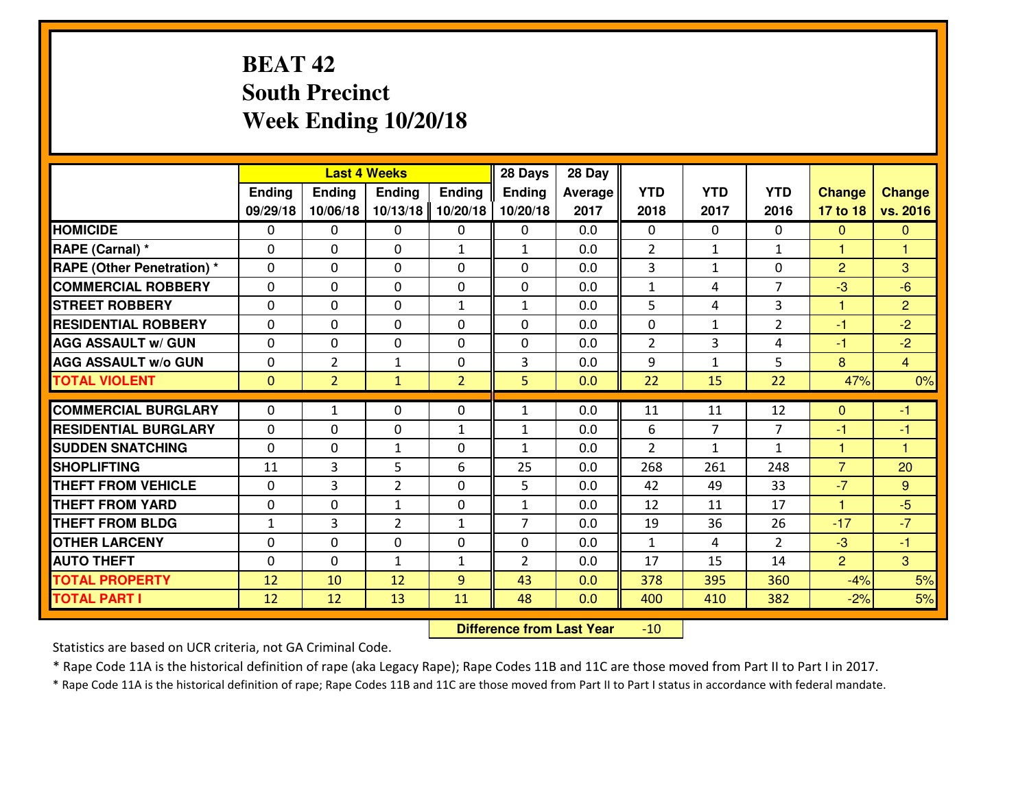# BEAT 42
## South Precinct
## Week Ending 10/20/18

| | Last 4 Weeks | | | | 28 Days | 28 Day | | | | | |
|---|---|---|---|---|---|---|---|---|---|---|---|
| | Ending 09/29/18 | Ending 10/06/18 | Ending 10/13/18 | Ending 10/20/18 | Ending 10/20/18 | Average 2017 | YTD 2018 | YTD 2017 | YTD 2016 | Change 17 to 18 | Change vs. 2016 |
| **HOMICIDE** | 0 | 0 | 0 | 0 | 0 | 0.0 | 0 | 0 | 0 | 0 | 0 |
| **RAPE (Carnal) *** | 0 | 0 | 0 | 1 | 1 | 0.0 | 2 | 1 | 1 | 1 | 1 |
| **RAPE (Other Penetration) *** | 0 | 0 | 0 | 0 | 0 | 0.0 | 3 | 1 | 0 | 2 | 3 |
| **COMMERCIAL ROBBERY** | 0 | 0 | 0 | 0 | 0 | 0.0 | 1 | 4 | 7 | -3 | -6 |
| **STREET ROBBERY** | 0 | 0 | 0 | 1 | 1 | 0.0 | 5 | 4 | 3 | 1 | 2 |
| **RESIDENTIAL ROBBERY** | 0 | 0 | 0 | 0 | 0 | 0.0 | 0 | 1 | 2 | -1 | -2 |
| **AGG ASSAULT w/ GUN** | 0 | 0 | 0 | 0 | 0 | 0.0 | 2 | 3 | 4 | -1 | -2 |
| **AGG ASSAULT w/o GUN** | 0 | 2 | 1 | 0 | 3 | 0.0 | 9 | 1 | 5 | 8 | 4 |
| **TOTAL VIOLENT** | 0 | 2 | 1 | 2 | 5 | 0.0 | 22 | 15 | 22 | 47% | 0% |
| **COMMERCIAL BURGLARY** | 0 | 1 | 0 | 0 | 1 | 0.0 | 11 | 11 | 12 | 0 | -1 |
| **RESIDENTIAL BURGLARY** | 0 | 0 | 0 | 1 | 1 | 0.0 | 6 | 7 | 7 | -1 | -1 |
| **SUDDEN SNATCHING** | 0 | 0 | 1 | 0 | 1 | 0.0 | 2 | 1 | 1 | 1 | 1 |
| **SHOPLIFTING** | 11 | 3 | 5 | 6 | 25 | 0.0 | 268 | 261 | 248 | 7 | 20 |
| **THEFT FROM VEHICLE** | 0 | 3 | 2 | 0 | 5 | 0.0 | 42 | 49 | 33 | -7 | 9 |
| **THEFT FROM YARD** | 0 | 0 | 1 | 0 | 1 | 0.0 | 12 | 11 | 17 | 1 | -5 |
| **THEFT FROM BLDG** | 1 | 3 | 2 | 1 | 7 | 0.0 | 19 | 36 | 26 | -17 | -7 |
| **OTHER LARCENY** | 0 | 0 | 0 | 0 | 0 | 0.0 | 1 | 4 | 2 | -3 | -1 |
| **AUTO THEFT** | 0 | 0 | 1 | 1 | 2 | 0.0 | 17 | 15 | 14 | 2 | 3 |
| **TOTAL PROPERTY** | 12 | 10 | 12 | 9 | 43 | 0.0 | 378 | 395 | 360 | -4% | 5% |
| **TOTAL PART I** | 12 | 12 | 13 | 11 | 48 | 0.0 | 400 | 410 | 382 | -2% | 5% |

**Difference from Last Year** -10

Statistics are based on UCR criteria, not GA Criminal Code.

* Rape Code 11A is the historical definition of rape (aka Legacy Rape); Rape Codes 11B and 11C are those moved from Part II to Part I in 2017.

* Rape Code 11A is the historical definition of rape; Rape Codes 11B and 11C are those moved from Part II to Part I status in accordance with federal mandate.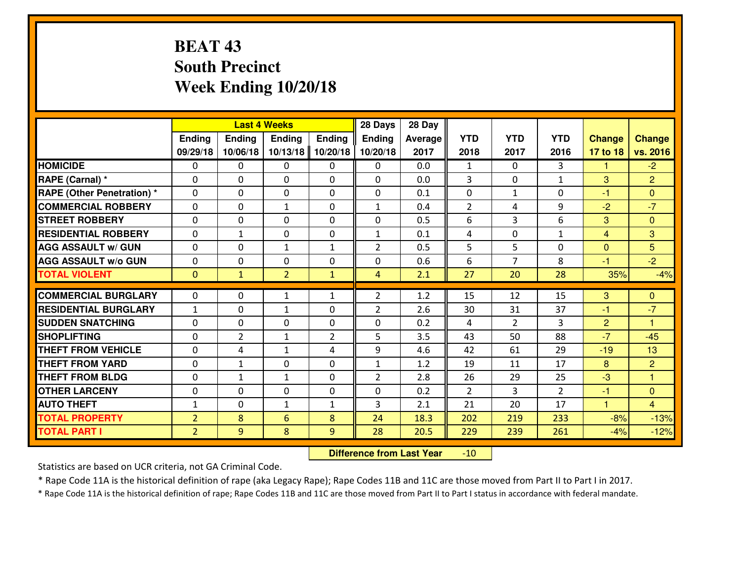# BEAT 43
## South Precinct
## Week Ending 10/20/18

| | Last 4 Weeks | | | | 28 Days | 28 Day | | | | | |
|---|---|---|---|---|---|---|---|---|---|---|---|
| | Ending 09/29/18 | Ending 10/06/18 | Ending 10/13/18 | Ending 10/20/18 | Ending 10/20/18 | Average 2017 | YTD 2018 | YTD 2017 | YTD 2016 | Change 17 to 18 | Change vs. 2016 |
| **HOMICIDE** | 0 | 0 | 0 | 0 | 0 | 0.0 | 1 | 0 | 3 | 1 | -2 |
| **RAPE (Carnal) *** | 0 | 0 | 0 | 0 | 0 | 0.0 | 3 | 0 | 1 | 3 | 2 |
| **RAPE (Other Penetration) *** | 0 | 0 | 0 | 0 | 0 | 0.1 | 0 | 1 | 0 | -1 | 0 |
| **COMMERCIAL ROBBERY** | 0 | 0 | 1 | 0 | 1 | 0.4 | 2 | 4 | 9 | -2 | -7 |
| **STREET ROBBERY** | 0 | 0 | 0 | 0 | 0 | 0.5 | 6 | 3 | 6 | 3 | 0 |
| **RESIDENTIAL ROBBERY** | 0 | 1 | 0 | 0 | 1 | 0.1 | 4 | 0 | 1 | 4 | 3 |
| **AGG ASSAULT w/ GUN** | 0 | 0 | 1 | 1 | 2 | 0.5 | 5 | 5 | 0 | 0 | 5 |
| **AGG ASSAULT w/o GUN** | 0 | 0 | 0 | 0 | 0 | 0.6 | 6 | 7 | 8 | -1 | -2 |
| **TOTAL VIOLENT** | 0 | 1 | 2 | 1 | 4 | 2.1 | 27 | 20 | 28 | 35% | -4% |
| **COMMERCIAL BURGLARY** | 0 | 0 | 1 | 1 | 2 | 1.2 | 15 | 12 | 15 | 3 | 0 |
| **RESIDENTIAL BURGLARY** | 1 | 0 | 1 | 0 | 2 | 2.6 | 30 | 31 | 37 | -1 | -7 |
| **SUDDEN SNATCHING** | 0 | 0 | 0 | 0 | 0 | 0.2 | 4 | 2 | 3 | 2 | 1 |
| **SHOPLIFTING** | 0 | 2 | 1 | 2 | 5 | 3.5 | 43 | 50 | 88 | -7 | -45 |
| **THEFT FROM VEHICLE** | 0 | 4 | 1 | 4 | 9 | 4.6 | 42 | 61 | 29 | -19 | 13 |
| **THEFT FROM YARD** | 0 | 1 | 0 | 0 | 1 | 1.2 | 19 | 11 | 17 | 8 | 2 |
| **THEFT FROM BLDG** | 0 | 1 | 1 | 0 | 2 | 2.8 | 26 | 29 | 25 | -3 | 1 |
| **OTHER LARCENY** | 0 | 0 | 0 | 0 | 0 | 0.2 | 2 | 3 | 2 | -1 | 0 |
| **AUTO THEFT** | 1 | 0 | 1 | 1 | 3 | 2.1 | 21 | 20 | 17 | 1 | 4 |
| **TOTAL PROPERTY** | 2 | 8 | 6 | 8 | 24 | 18.3 | 202 | 219 | 233 | -8% | -13% |
| **TOTAL PART I** | 2 | 9 | 8 | 9 | 28 | 20.5 | 229 | 239 | 261 | -4% | -12% |

**Difference from Last Year** -10

Statistics are based on UCR criteria, not GA Criminal Code.

* Rape Code 11A is the historical definition of rape (aka Legacy Rape); Rape Codes 11B and 11C are those moved from Part II to Part I in 2017.

* Rape Code 11A is the historical definition of rape; Rape Codes 11B and 11C are those moved from Part II to Part I status in accordance with federal mandate.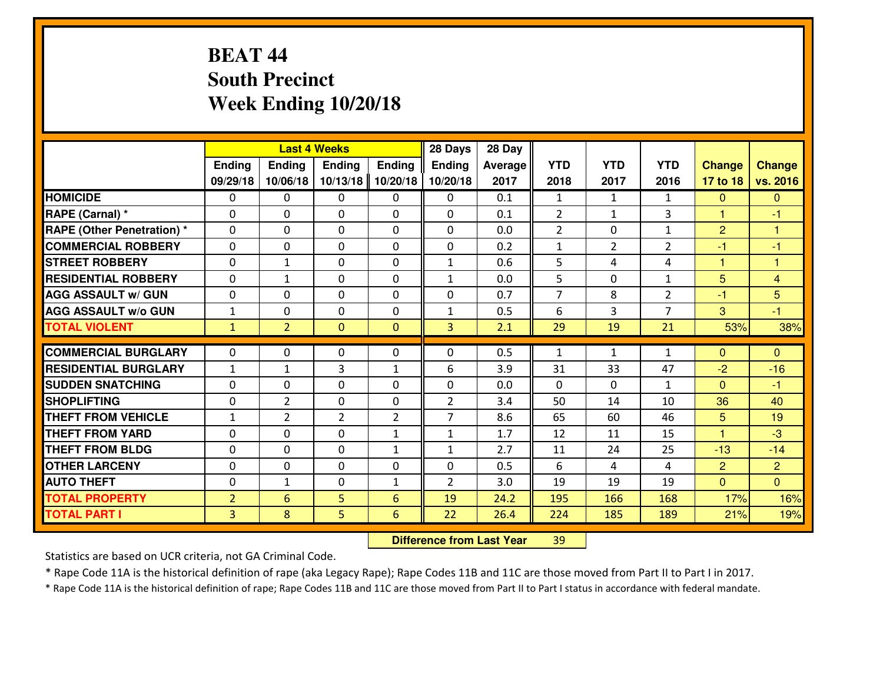# BEAT 44
## South Precinct
## Week Ending 10/20/18

| | Last 4 Weeks | | | | 28 Days | 28 Day | | | | | |
|---|---|---|---|---|---|---|---|---|---|---|---|
| | Ending 09/29/18 | Ending 10/06/18 | Ending 10/13/18 | Ending 10/20/18 | Ending 10/20/18 | Average 2017 | YTD 2018 | YTD 2017 | YTD 2016 | Change 17 to 18 | Change vs. 2016 |
| HOMICIDE | 0 | 0 | 0 | 0 | 0 | 0.1 | 1 | 1 | 1 | 0 | 0 |
| RAPE (Carnal) * | 0 | 0 | 0 | 0 | 0 | 0.1 | 2 | 1 | 3 | 1 | -1 |
| RAPE (Other Penetration) * | 0 | 0 | 0 | 0 | 0 | 0.0 | 2 | 0 | 1 | 2 | 1 |
| COMMERCIAL ROBBERY | 0 | 0 | 0 | 0 | 0 | 0.2 | 1 | 2 | 2 | -1 | -1 |
| STREET ROBBERY | 0 | 1 | 0 | 0 | 1 | 0.6 | 5 | 4 | 4 | 1 | 1 |
| RESIDENTIAL ROBBERY | 0 | 1 | 0 | 0 | 1 | 0.0 | 5 | 0 | 1 | 5 | 4 |
| AGG ASSAULT w/ GUN | 0 | 0 | 0 | 0 | 0 | 0.7 | 7 | 8 | 2 | -1 | 5 |
| AGG ASSAULT w/o GUN | 1 | 0 | 0 | 0 | 1 | 0.5 | 6 | 3 | 7 | 3 | -1 |
| TOTAL VIOLENT | 1 | 2 | 0 | 0 | 3 | 2.1 | 29 | 19 | 21 | 53% | 38% |
| COMMERCIAL BURGLARY | 0 | 0 | 0 | 0 | 0 | 0.5 | 1 | 1 | 1 | 0 | 0 |
| RESIDENTIAL BURGLARY | 1 | 1 | 3 | 1 | 6 | 3.9 | 31 | 33 | 47 | -2 | -16 |
| SUDDEN SNATCHING | 0 | 0 | 0 | 0 | 0 | 0.0 | 0 | 0 | 1 | 0 | -1 |
| SHOPLIFTING | 0 | 2 | 0 | 0 | 2 | 3.4 | 50 | 14 | 10 | 36 | 40 |
| THEFT FROM VEHICLE | 1 | 2 | 2 | 2 | 7 | 8.6 | 65 | 60 | 46 | 5 | 19 |
| THEFT FROM YARD | 0 | 0 | 0 | 1 | 1 | 1.7 | 12 | 11 | 15 | 1 | -3 |
| THEFT FROM BLDG | 0 | 0 | 0 | 1 | 1 | 2.7 | 11 | 24 | 25 | -13 | -14 |
| OTHER LARCENY | 0 | 0 | 0 | 0 | 0 | 0.5 | 6 | 4 | 4 | 2 | 2 |
| AUTO THEFT | 0 | 1 | 0 | 1 | 2 | 3.0 | 19 | 19 | 19 | 0 | 0 |
| TOTAL PROPERTY | 2 | 6 | 5 | 6 | 19 | 24.2 | 195 | 166 | 168 | 17% | 16% |
| TOTAL PART I | 3 | 8 | 5 | 6 | 22 | 26.4 | 224 | 185 | 189 | 21% | 19% |

**Difference from Last Year** 39

Statistics are based on UCR criteria, not GA Criminal Code.

* Rape Code 11A is the historical definition of rape (aka Legacy Rape); Rape Codes 11B and 11C are those moved from Part II to Part I in 2017.

* Rape Code 11A is the historical definition of rape; Rape Codes 11B and 11C are those moved from Part II to Part I status in accordance with federal mandate.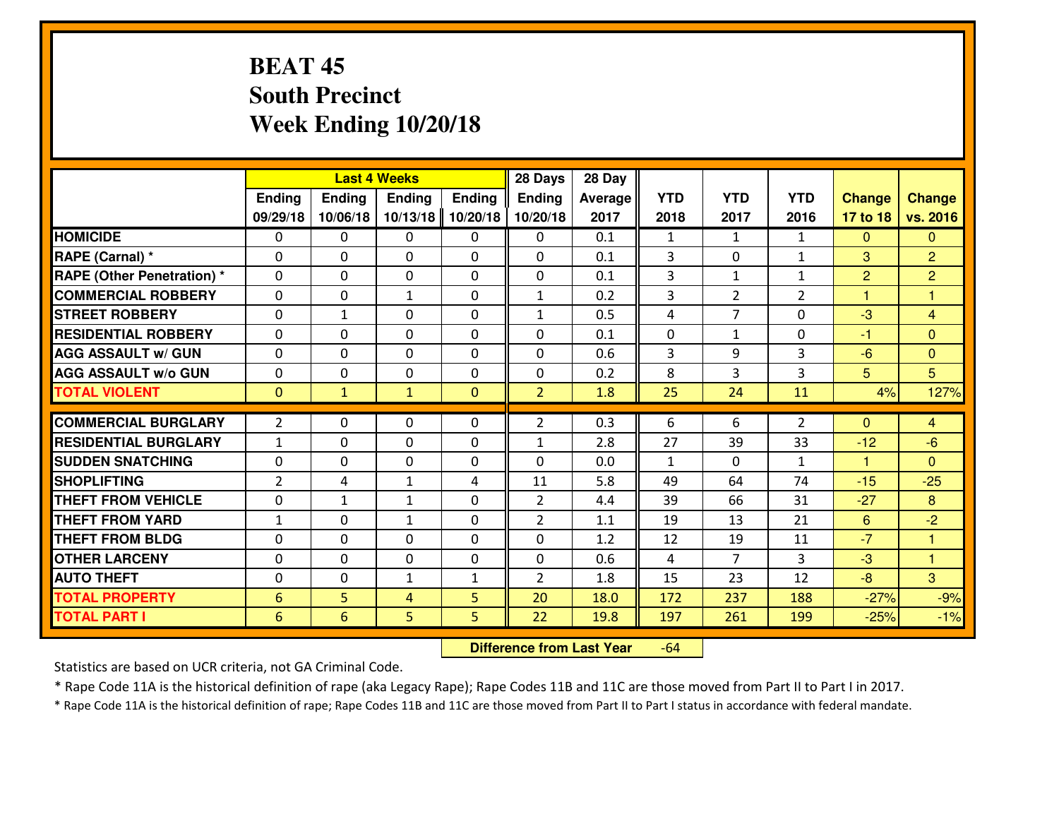# BEAT 45
## South Precinct
## Week Ending 10/20/18

| | Last 4 Weeks | | | | 28 Days | 28 Day | | | | | |
|---|---|---|---|---|---|---|---|---|---|---|---|
| | Ending 09/29/18 | Ending 10/06/18 | Ending 10/13/18 | Ending 10/20/18 | Ending 10/20/18 | Average 2017 | YTD 2018 | YTD 2017 | YTD 2016 | Change 17 to 18 | Change vs. 2016 |
| **HOMICIDE** | 0 | 0 | 0 | 0 | 0 | 0.1 | 1 | 1 | 1 | 0 | 0 |
| **RAPE (Carnal) *** | 0 | 0 | 0 | 0 | 0 | 0.1 | 3 | 0 | 1 | 3 | 2 |
| **RAPE (Other Penetration) *** | 0 | 0 | 0 | 0 | 0 | 0.1 | 3 | 1 | 1 | 2 | 2 |
| **COMMERCIAL ROBBERY** | 0 | 0 | 1 | 0 | 1 | 0.2 | 3 | 2 | 2 | 1 | 1 |
| **STREET ROBBERY** | 0 | 1 | 0 | 0 | 1 | 0.5 | 4 | 7 | 0 | -3 | 4 |
| **RESIDENTIAL ROBBERY** | 0 | 0 | 0 | 0 | 0 | 0.1 | 0 | 1 | 0 | -1 | 0 |
| **AGG ASSAULT w/ GUN** | 0 | 0 | 0 | 0 | 0 | 0.6 | 3 | 9 | 3 | -6 | 0 |
| **AGG ASSAULT w/o GUN** | 0 | 0 | 0 | 0 | 0 | 0.2 | 8 | 3 | 3 | 5 | 5 |
| **TOTAL VIOLENT** | 0 | 1 | 1 | 0 | 2 | 1.8 | 25 | 24 | 11 | 4% | 127% |
| **COMMERCIAL BURGLARY** | 2 | 0 | 0 | 0 | 2 | 0.3 | 6 | 6 | 2 | 0 | 4 |
| **RESIDENTIAL BURGLARY** | 1 | 0 | 0 | 0 | 1 | 2.8 | 27 | 39 | 33 | -12 | -6 |
| **SUDDEN SNATCHING** | 0 | 0 | 0 | 0 | 0 | 0.0 | 1 | 0 | 1 | 1 | 0 |
| **SHOPLIFTING** | 2 | 4 | 1 | 4 | 11 | 5.8 | 49 | 64 | 74 | -15 | -25 |
| **THEFT FROM VEHICLE** | 0 | 1 | 1 | 0 | 2 | 4.4 | 39 | 66 | 31 | -27 | 8 |
| **THEFT FROM YARD** | 1 | 0 | 1 | 0 | 2 | 1.1 | 19 | 13 | 21 | 6 | -2 |
| **THEFT FROM BLDG** | 0 | 0 | 0 | 0 | 0 | 1.2 | 12 | 19 | 11 | -7 | 1 |
| **OTHER LARCENY** | 0 | 0 | 0 | 0 | 0 | 0.6 | 4 | 7 | 3 | -3 | 1 |
| **AUTO THEFT** | 0 | 0 | 1 | 1 | 2 | 1.8 | 15 | 23 | 12 | -8 | 3 |
| **TOTAL PROPERTY** | 6 | 5 | 4 | 5 | 20 | 18.0 | 172 | 237 | 188 | -27% | -9% |
| **TOTAL PART I** | 6 | 6 | 5 | 5 | 22 | 19.8 | 197 | 261 | 199 | -25% | -1% |

**Difference from Last Year** -64

Statistics are based on UCR criteria, not GA Criminal Code.

* Rape Code 11A is the historical definition of rape (aka Legacy Rape); Rape Codes 11B and 11C are those moved from Part II to Part I in 2017.

* Rape Code 11A is the historical definition of rape; Rape Codes 11B and 11C are those moved from Part II to Part I status in accordance with federal mandate.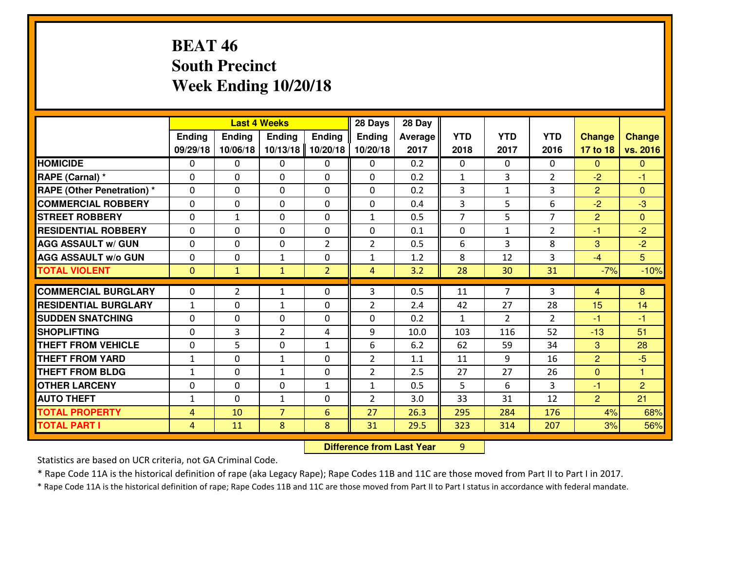# BEAT 46
# South Precinct
# Week Ending 10/20/18

| | Last 4 Weeks | | | | 28 Days | 28 Day | | | | | |
|---|---|---|---|---|---|---|---|---|---|---|---|
| | Ending 09/29/18 | Ending 10/06/18 | Ending 10/13/18 | Ending 10/20/18 | Ending 10/20/18 | Average 2017 | YTD 2018 | YTD 2017 | YTD 2016 | Change 17 to 18 | Change vs. 2016 |
| HOMICIDE | 0 | 0 | 0 | 0 | 0 | 0.2 | 0 | 0 | 0 | 0 | 0 |
| RAPE (Carnal) * | 0 | 0 | 0 | 0 | 0 | 0.2 | 1 | 3 | 2 | -2 | -1 |
| RAPE (Other Penetration) * | 0 | 0 | 0 | 0 | 0 | 0.2 | 3 | 1 | 3 | 2 | 0 |
| COMMERCIAL ROBBERY | 0 | 0 | 0 | 0 | 0 | 0.4 | 3 | 5 | 6 | -2 | -3 |
| STREET ROBBERY | 0 | 1 | 0 | 0 | 1 | 0.5 | 7 | 5 | 7 | 2 | 0 |
| RESIDENTIAL ROBBERY | 0 | 0 | 0 | 0 | 0 | 0.1 | 0 | 1 | 2 | -1 | -2 |
| AGG ASSAULT w/ GUN | 0 | 0 | 0 | 2 | 2 | 0.5 | 6 | 3 | 8 | 3 | -2 |
| AGG ASSAULT w/o GUN | 0 | 0 | 1 | 0 | 1 | 1.2 | 8 | 12 | 3 | -4 | 5 |
| TOTAL VIOLENT | 0 | 1 | 1 | 2 | 4 | 3.2 | 28 | 30 | 31 | -7% | -10% |
| COMMERCIAL BURGLARY | 0 | 2 | 1 | 0 | 3 | 0.5 | 11 | 7 | 3 | 4 | 8 |
| RESIDENTIAL BURGLARY | 1 | 0 | 1 | 0 | 2 | 2.4 | 42 | 27 | 28 | 15 | 14 |
| SUDDEN SNATCHING | 0 | 0 | 0 | 0 | 0 | 0.2 | 1 | 2 | 2 | -1 | -1 |
| SHOPLIFTING | 0 | 3 | 2 | 4 | 9 | 10.0 | 103 | 116 | 52 | -13 | 51 |
| THEFT FROM VEHICLE | 0 | 5 | 0 | 1 | 6 | 6.2 | 62 | 59 | 34 | 3 | 28 |
| THEFT FROM YARD | 1 | 0 | 1 | 0 | 2 | 1.1 | 11 | 9 | 16 | 2 | -5 |
| THEFT FROM BLDG | 1 | 0 | 1 | 0 | 2 | 2.5 | 27 | 27 | 26 | 0 | 1 |
| OTHER LARCENY | 0 | 0 | 0 | 1 | 1 | 0.5 | 5 | 6 | 3 | -1 | 2 |
| AUTO THEFT | 1 | 0 | 1 | 0 | 2 | 3.0 | 33 | 31 | 12 | 2 | 21 |
| TOTAL PROPERTY | 4 | 10 | 7 | 6 | 27 | 26.3 | 295 | 284 | 176 | 4% | 68% |
| TOTAL PART I | 4 | 11 | 8 | 8 | 31 | 29.5 | 323 | 314 | 207 | 3% | 56% |

**Difference from Last Year** 9

Statistics are based on UCR criteria, not GA Criminal Code.

* Rape Code 11A is the historical definition of rape (aka Legacy Rape); Rape Codes 11B and 11C are those moved from Part II to Part I in 2017.

* Rape Code 11A is the historical definition of rape; Rape Codes 11B and 11C are those moved from Part II to Part I status in accordance with federal mandate.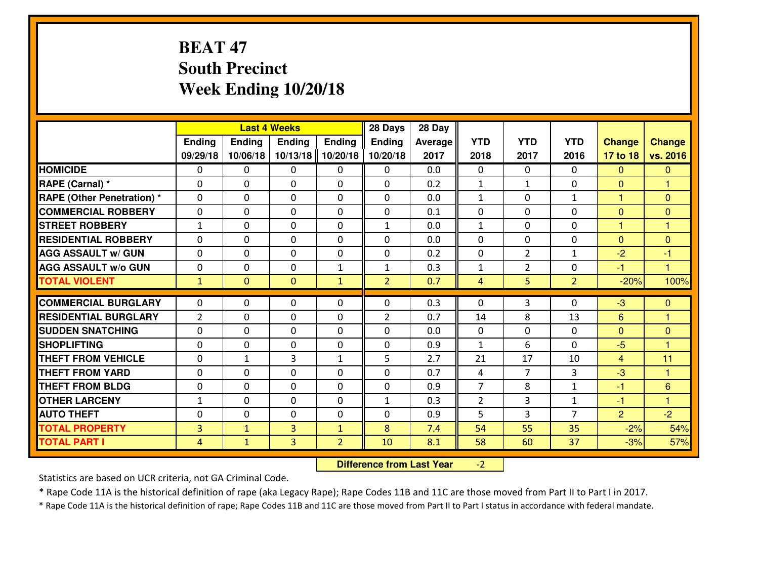# BEAT 47
## South Precinct
## Week Ending 10/20/18

| | Last 4 Weeks | | | | 28 Days | 28 Day | | | | | |
|---|---|---|---|---|---|---|---|---|---|---|---|
| | Ending 09/29/18 | Ending 10/06/18 | Ending 10/13/18 | Ending 10/20/18 | Ending 10/20/18 | Average 2017 | YTD 2018 | YTD 2017 | YTD 2016 | Change 17 to 18 | Change vs. 2016 |
| **HOMICIDE** | 0 | 0 | 0 | 0 | 0 | 0.0 | 0 | 0 | 0 | 0 | 0 |
| **RAPE (Carnal) *** | 0 | 0 | 0 | 0 | 0 | 0.2 | 1 | 1 | 0 | 0 | 1 |
| **RAPE (Other Penetration) *** | 0 | 0 | 0 | 0 | 0 | 0.0 | 1 | 0 | 1 | 1 | 0 |
| **COMMERCIAL ROBBERY** | 0 | 0 | 0 | 0 | 0 | 0.1 | 0 | 0 | 0 | 0 | 0 |
| **STREET ROBBERY** | 1 | 0 | 0 | 0 | 1 | 0.0 | 1 | 0 | 0 | 1 | 1 |
| **RESIDENTIAL ROBBERY** | 0 | 0 | 0 | 0 | 0 | 0.0 | 0 | 0 | 0 | 0 | 0 |
| **AGG ASSAULT w/ GUN** | 0 | 0 | 0 | 0 | 0 | 0.2 | 0 | 2 | 1 | -2 | -1 |
| **AGG ASSAULT w/o GUN** | 0 | 0 | 0 | 1 | 1 | 0.3 | 1 | 2 | 0 | -1 | 1 |
| **TOTAL VIOLENT** | 1 | 0 | 0 | 1 | 2 | 0.7 | 4 | 5 | 2 | -20% | 100% |
| **COMMERCIAL BURGLARY** | 0 | 0 | 0 | 0 | 0 | 0.3 | 0 | 3 | 0 | -3 | 0 |
| **RESIDENTIAL BURGLARY** | 2 | 0 | 0 | 0 | 2 | 0.7 | 14 | 8 | 13 | 6 | 1 |
| **SUDDEN SNATCHING** | 0 | 0 | 0 | 0 | 0 | 0.0 | 0 | 0 | 0 | 0 | 0 |
| **SHOPLIFTING** | 0 | 0 | 0 | 0 | 0 | 0.9 | 1 | 6 | 0 | -5 | 1 |
| **THEFT FROM VEHICLE** | 0 | 1 | 3 | 1 | 5 | 2.7 | 21 | 17 | 10 | 4 | 11 |
| **THEFT FROM YARD** | 0 | 0 | 0 | 0 | 0 | 0.7 | 4 | 7 | 3 | -3 | 1 |
| **THEFT FROM BLDG** | 0 | 0 | 0 | 0 | 0 | 0.9 | 7 | 8 | 1 | -1 | 6 |
| **OTHER LARCENY** | 1 | 0 | 0 | 0 | 1 | 0.3 | 2 | 3 | 1 | -1 | 1 |
| **AUTO THEFT** | 0 | 0 | 0 | 0 | 0 | 0.9 | 5 | 3 | 7 | 2 | -2 |
| **TOTAL PROPERTY** | 3 | 1 | 3 | 1 | 8 | 7.4 | 54 | 55 | 35 | -2% | 54% |
| **TOTAL PART I** | 4 | 1 | 3 | 2 | 10 | 8.1 | 58 | 60 | 37 | -3% | 57% |

**Difference from Last Year** -2

Statistics are based on UCR criteria, not GA Criminal Code.

* Rape Code 11A is the historical definition of rape (aka Legacy Rape); Rape Codes 11B and 11C are those moved from Part II to Part I in 2017.

* Rape Code 11A is the historical definition of rape; Rape Codes 11B and 11C are those moved from Part II to Part I status in accordance with federal mandate.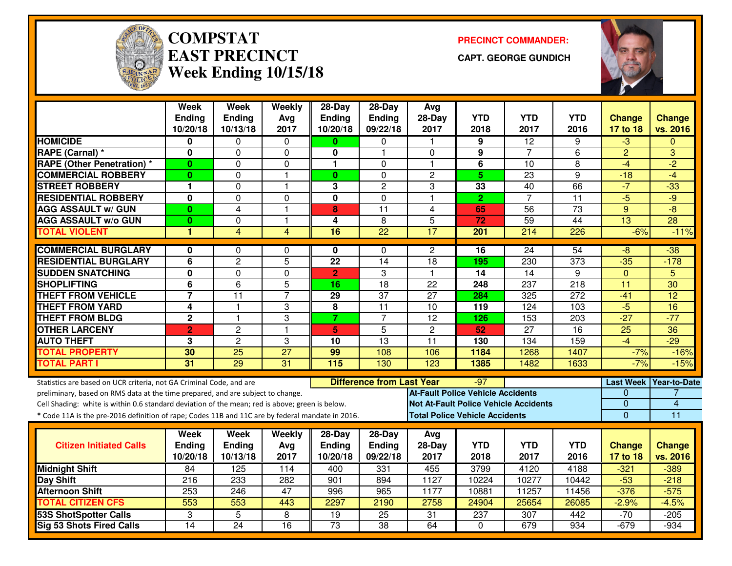# COMPSTAT
# EAST PRECINCT
## Week Ending 10/15/18

**PRECINCT COMMANDER:**

**CAPT. GEORGE GUNDICH**

| | Week Ending 10/20/18 | Week Ending 10/13/18 | Weekly Avg 2017 | 28-Day Ending 10/20/18 | 28-Day Ending 09/22/18 | Avg 28-Day 2017 | YTD 2018 | YTD 2017 | YTD 2016 | Change 17 to 18 | Change vs. 2016 |
|---|---|---|---|---|---|---|---|---|---|---|---|
| **HOMICIDE** | 0 | 0 | 0 | 0 | 0 | 1 | 9 | 12 | 9 | -3 | 0 |
| **RAPE (Carnal) *** | 0 | 0 | 0 | 0 | 1 | 0 | 9 | 7 | 6 | 2 | 3 |
| **RAPE (Other Penetration) *** | 0 | 0 | 0 | 1 | 0 | 1 | 6 | 10 | 8 | -4 | -2 |
| **COMMERCIAL ROBBERY** | 0 | 0 | 1 | 0 | 0 | 2 | 5 | 23 | 9 | -18 | -4 |
| **STREET ROBBERY** | 1 | 0 | 1 | 3 | 2 | 3 | 33 | 40 | 66 | -7 | -33 |
| **RESIDENTIAL ROBBERY** | 0 | 0 | 0 | 0 | 0 | 1 | 2 | 7 | 11 | -5 | -9 |
| **AGG ASSAULT w/ GUN** | 0 | 4 | 1 | 8 | 11 | 4 | 65 | 56 | 73 | 9 | -8 |
| **AGG ASSAULT w/o GUN** | 0 | 0 | 1 | 4 | 8 | 5 | 72 | 59 | 44 | 13 | 28 |
| **TOTAL VIOLENT** | 1 | 4 | 4 | 16 | 22 | 17 | 201 | 214 | 226 | -6% | -11% |
| **COMMERCIAL BURGLARY** | 0 | 0 | 0 | 0 | 0 | 2 | 16 | 24 | 54 | -8 | -38 |
| **RESIDENTIAL BURGLARY** | 6 | 2 | 5 | 22 | 14 | 18 | 195 | 230 | 373 | -35 | -178 |
| **SUDDEN SNATCHING** | 0 | 0 | 0 | 2 | 3 | 1 | 14 | 14 | 9 | 0 | 5 |
| **SHOPLIFTING** | 6 | 6 | 5 | 16 | 18 | 22 | 248 | 237 | 218 | 11 | 30 |
| **THEFT FROM VEHICLE** | 7 | 11 | 7 | 29 | 37 | 27 | 284 | 325 | 272 | -41 | 12 |
| **THEFT FROM YARD** | 4 | 1 | 3 | 8 | 11 | 10 | 119 | 124 | 103 | -5 | 16 |
| **THEFT FROM BLDG** | 2 | 1 | 3 | 7 | 7 | 12 | 126 | 153 | 203 | -27 | -77 |
| **OTHER LARCENY** | 2 | 2 | 1 | 5 | 5 | 2 | 52 | 27 | 16 | 25 | 36 |
| **AUTO THEFT** | 3 | 2 | 3 | 10 | 13 | 11 | 130 | 134 | 159 | -4 | -29 |
| **TOTAL PROPERTY** | 30 | 25 | 27 | 99 | 108 | 106 | 1184 | 1268 | 1407 | -7% | -16% |
| **TOTAL PART I** | 31 | 29 | 31 | 115 | 130 | 123 | 1385 | 1482 | 1633 | -7% | -15% |

Statistics are based on UCR criteria, not GA Criminal Code, and are preliminary, based on RMS data at the time prepared, and are subject to change.

Cell Shading: white is within 0.6 standard deviation of the mean; red is above; green is below.

* Code 11A is the pre-2016 definition of rape; Codes 11B and 11C are by federal mandate in 2016.

**Difference from Last Year:** -97

| | Last Week | Year-to-Date |
|---|---|---|
| **At-Fault Police Vehicle Accidents** | 0 | 7 |
| **Not At-Fault Police Vehicle Accidents** | 0 | 4 |
| **Total Police Vehicle Accidents** | 0 | 11 |

| Citizen Initiated Calls | Week Ending 10/20/18 | Week Ending 10/13/18 | Weekly Avg 2017 | 28-Day Ending 10/20/18 | 28-Day Ending 09/22/18 | Avg 28-Day 2017 | YTD 2018 | YTD 2017 | YTD 2016 | Change 17 to 18 | Change vs. 2016 |
|---|---|---|---|---|---|---|---|---|---|---|---|
| **Midnight Shift** | 84 | 125 | 114 | 400 | 331 | 455 | 3799 | 4120 | 4188 | -321 | -389 |
| **Day Shift** | 216 | 233 | 282 | 901 | 894 | 1127 | 10224 | 10277 | 10442 | -53 | -218 |
| **Afternoon Shift** | 253 | 246 | 47 | 996 | 965 | 1177 | 10881 | 11257 | 11456 | -376 | -575 |
| **TOTAL CITIZEN CFS** | 553 | 553 | 443 | 2297 | 2190 | 2758 | 24904 | 25654 | 26085 | -2.9% | -4.5% |
| **53S ShotSpotter Calls** | 3 | 5 | 8 | 19 | 25 | 31 | 237 | 307 | 442 | -70 | -205 |
| **Sig 53 Shots Fired Calls** | 14 | 24 | 16 | 73 | 38 | 64 | 0 | 679 | 934 | -679 | -934 |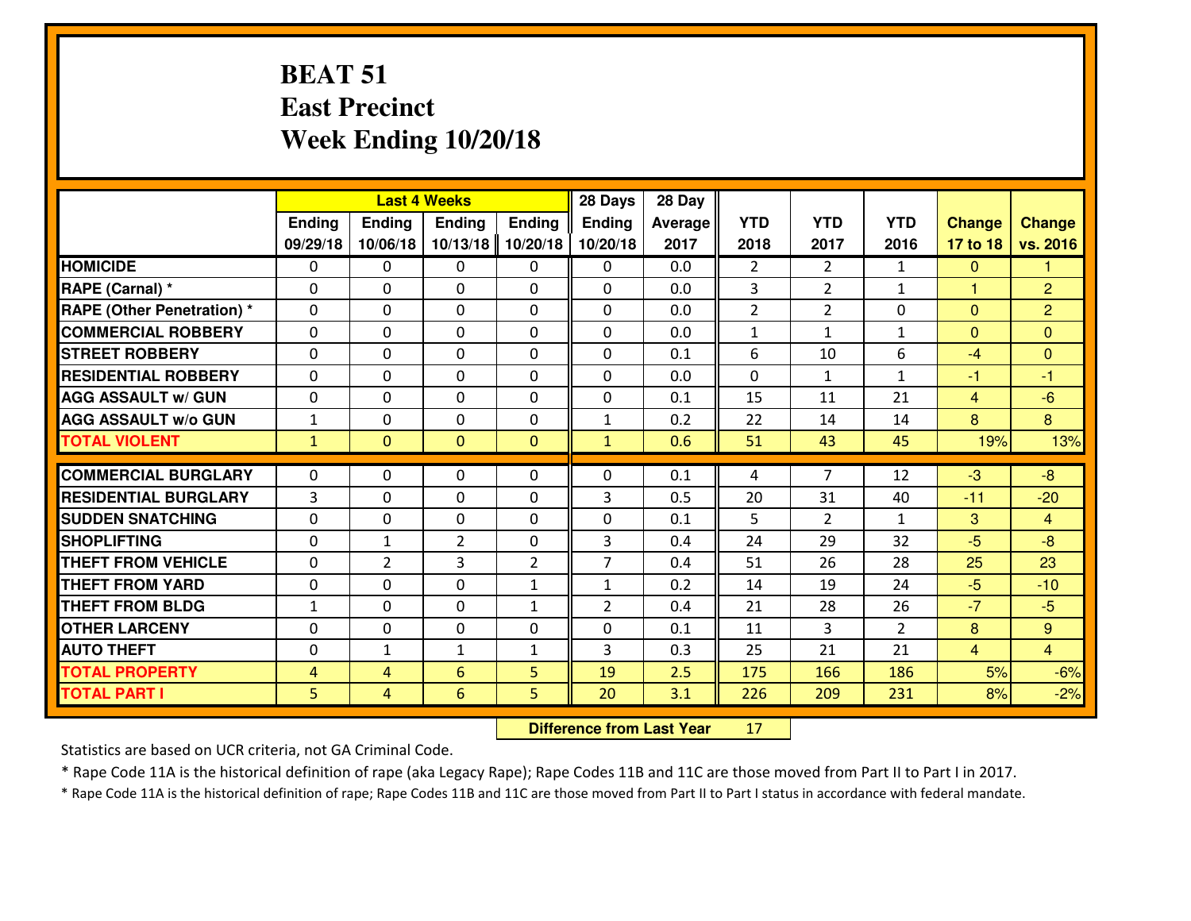# BEAT 51
## East Precinct
## Week Ending 10/20/18

| | Last 4 Weeks | | | | 28 Days | 28 Day | | | | | |
|---|---|---|---|---|---|---|---|---|---|---|---|
| | Ending 09/29/18 | Ending 10/06/18 | Ending 10/13/18 | Ending 10/20/18 | Ending 10/20/18 | Average 2017 | YTD 2018 | YTD 2017 | YTD 2016 | Change 17 to 18 | Change vs. 2016 |
| **HOMICIDE** | 0 | 0 | 0 | 0 | 0 | 0.0 | 2 | 2 | 1 | 0 | 1 |
| **RAPE (Carnal) *** | 0 | 0 | 0 | 0 | 0 | 0.0 | 3 | 2 | 1 | 1 | 2 |
| **RAPE (Other Penetration) *** | 0 | 0 | 0 | 0 | 0 | 0.0 | 2 | 2 | 0 | 0 | 2 |
| **COMMERCIAL ROBBERY** | 0 | 0 | 0 | 0 | 0 | 0.0 | 1 | 1 | 1 | 0 | 0 |
| **STREET ROBBERY** | 0 | 0 | 0 | 0 | 0 | 0.1 | 6 | 10 | 6 | -4 | 0 |
| **RESIDENTIAL ROBBERY** | 0 | 0 | 0 | 0 | 0 | 0.0 | 0 | 1 | 1 | -1 | -1 |
| **AGG ASSAULT w/ GUN** | 0 | 0 | 0 | 0 | 0 | 0.1 | 15 | 11 | 21 | 4 | -6 |
| **AGG ASSAULT w/o GUN** | 1 | 0 | 0 | 0 | 1 | 0.2 | 22 | 14 | 14 | 8 | 8 |
| **TOTAL VIOLENT** | 1 | 0 | 0 | 0 | 1 | 0.6 | 51 | 43 | 45 | 19% | 13% |
| **COMMERCIAL BURGLARY** | 0 | 0 | 0 | 0 | 0 | 0.1 | 4 | 7 | 12 | -3 | -8 |
| **RESIDENTIAL BURGLARY** | 3 | 0 | 0 | 0 | 3 | 0.5 | 20 | 31 | 40 | -11 | -20 |
| **SUDDEN SNATCHING** | 0 | 0 | 0 | 0 | 0 | 0.1 | 5 | 2 | 1 | 3 | 4 |
| **SHOPLIFTING** | 0 | 1 | 2 | 0 | 3 | 0.4 | 24 | 29 | 32 | -5 | -8 |
| **THEFT FROM VEHICLE** | 0 | 2 | 3 | 2 | 7 | 0.4 | 51 | 26 | 28 | 25 | 23 |
| **THEFT FROM YARD** | 0 | 0 | 0 | 1 | 1 | 0.2 | 14 | 19 | 24 | -5 | -10 |
| **THEFT FROM BLDG** | 1 | 0 | 0 | 1 | 2 | 0.4 | 21 | 28 | 26 | -7 | -5 |
| **OTHER LARCENY** | 0 | 0 | 0 | 0 | 0 | 0.1 | 11 | 3 | 2 | 8 | 9 |
| **AUTO THEFT** | 0 | 1 | 1 | 1 | 3 | 0.3 | 25 | 21 | 21 | 4 | 4 |
| **TOTAL PROPERTY** | 4 | 4 | 6 | 5 | 19 | 2.5 | 175 | 166 | 186 | 5% | -6% |
| **TOTAL PART I** | 5 | 4 | 6 | 5 | 20 | 3.1 | 226 | 209 | 231 | 8% | -2% |

**Difference from Last Year** 17

Statistics are based on UCR criteria, not GA Criminal Code.

* Rape Code 11A is the historical definition of rape (aka Legacy Rape); Rape Codes 11B and 11C are those moved from Part II to Part I in 2017.

* Rape Code 11A is the historical definition of rape; Rape Codes 11B and 11C are those moved from Part II to Part I status in accordance with federal mandate.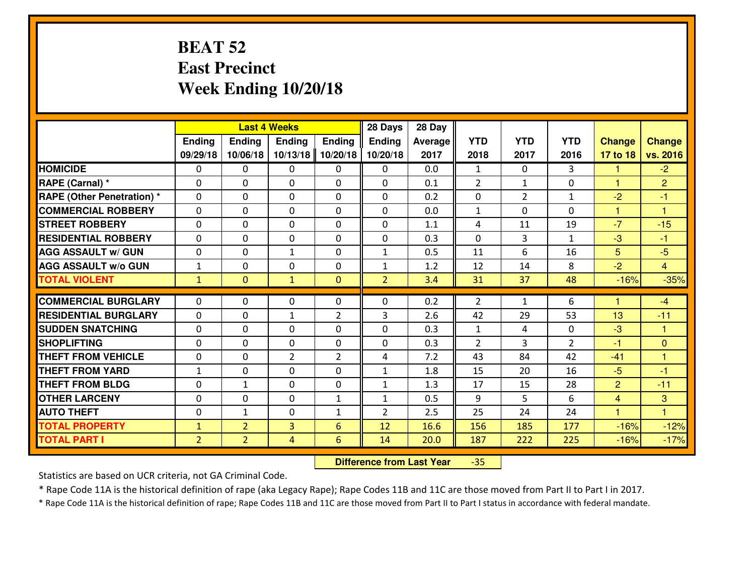# BEAT 52
## East Precinct
## Week Ending 10/20/18

| | Last 4 Weeks | | | | 28 Days | 28 Day | | | | | |
|---|---|---|---|---|---|---|---|---|---|---|---|
| | Ending 09/29/18 | Ending 10/06/18 | Ending 10/13/18 | Ending 10/20/18 | Ending 10/20/18 | Average 2017 | YTD 2018 | YTD 2017 | YTD 2016 | Change 17 to 18 | Change vs. 2016 |
| HOMICIDE | 0 | 0 | 0 | 0 | 0 | 0.0 | 1 | 0 | 3 | 1 | -2 |
| RAPE (Carnal) * | 0 | 0 | 0 | 0 | 0 | 0.1 | 2 | 1 | 0 | 1 | 2 |
| RAPE (Other Penetration) * | 0 | 0 | 0 | 0 | 0 | 0.2 | 0 | 2 | 1 | -2 | -1 |
| COMMERCIAL ROBBERY | 0 | 0 | 0 | 0 | 0 | 0.0 | 1 | 0 | 0 | 1 | 1 |
| STREET ROBBERY | 0 | 0 | 0 | 0 | 0 | 1.1 | 4 | 11 | 19 | -7 | -15 |
| RESIDENTIAL ROBBERY | 0 | 0 | 0 | 0 | 0 | 0.3 | 0 | 3 | 1 | -3 | -1 |
| AGG ASSAULT w/ GUN | 0 | 0 | 1 | 0 | 1 | 0.5 | 11 | 6 | 16 | 5 | -5 |
| AGG ASSAULT w/o GUN | 1 | 0 | 0 | 0 | 1 | 1.2 | 12 | 14 | 8 | -2 | 4 |
| TOTAL VIOLENT | 1 | 0 | 1 | 0 | 2 | 3.4 | 31 | 37 | 48 | -16% | -35% |
| COMMERCIAL BURGLARY | 0 | 0 | 0 | 0 | 0 | 0.2 | 2 | 1 | 6 | 1 | -4 |
| RESIDENTIAL BURGLARY | 0 | 0 | 1 | 2 | 3 | 2.6 | 42 | 29 | 53 | 13 | -11 |
| SUDDEN SNATCHING | 0 | 0 | 0 | 0 | 0 | 0.3 | 1 | 4 | 0 | -3 | 1 |
| SHOPLIFTING | 0 | 0 | 0 | 0 | 0 | 0.3 | 2 | 3 | 2 | -1 | 0 |
| THEFT FROM VEHICLE | 0 | 0 | 2 | 2 | 4 | 7.2 | 43 | 84 | 42 | -41 | 1 |
| THEFT FROM YARD | 1 | 0 | 0 | 0 | 1 | 1.8 | 15 | 20 | 16 | -5 | -1 |
| THEFT FROM BLDG | 0 | 1 | 0 | 0 | 1 | 1.3 | 17 | 15 | 28 | 2 | -11 |
| OTHER LARCENY | 0 | 0 | 0 | 1 | 1 | 0.5 | 9 | 5 | 6 | 4 | 3 |
| AUTO THEFT | 0 | 1 | 0 | 1 | 2 | 2.5 | 25 | 24 | 24 | 1 | 1 |
| TOTAL PROPERTY | 1 | 2 | 3 | 6 | 12 | 16.6 | 156 | 185 | 177 | -16% | -12% |
| TOTAL PART I | 2 | 2 | 4 | 6 | 14 | 20.0 | 187 | 222 | 225 | -16% | -17% |

**Difference from Last Year** -35

Statistics are based on UCR criteria, not GA Criminal Code.

* Rape Code 11A is the historical definition of rape (aka Legacy Rape); Rape Codes 11B and 11C are those moved from Part II to Part I in 2017.

* Rape Code 11A is the historical definition of rape; Rape Codes 11B and 11C are those moved from Part II to Part I status in accordance with federal mandate.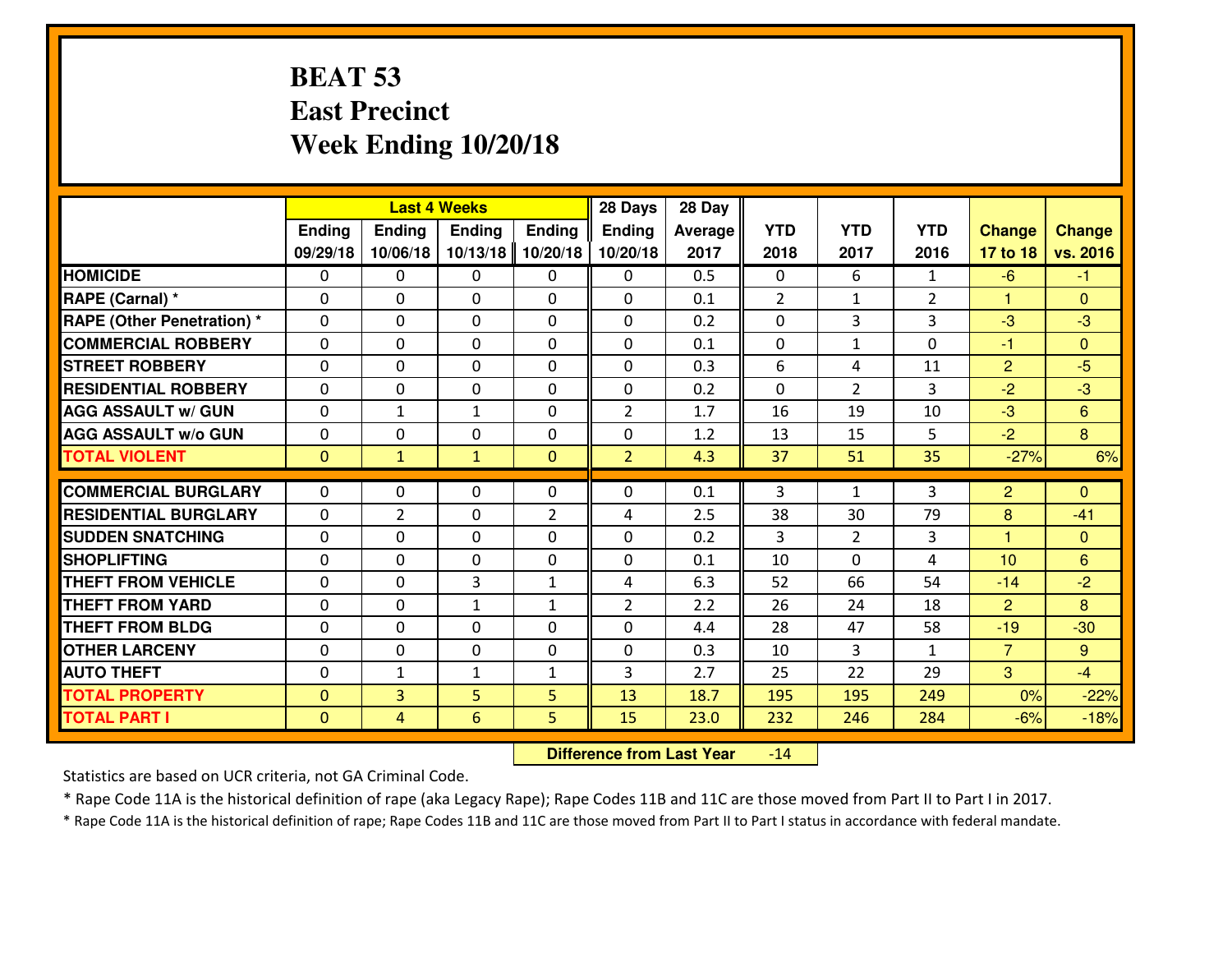# BEAT 53
## East Precinct
## Week Ending 10/20/18

| | Last 4 Weeks | | | | 28 Days | 28 Day | | | | | |
|---|---|---|---|---|---|---|---|---|---|---|---|
| | Ending 09/29/18 | Ending 10/06/18 | Ending 10/13/18 | Ending 10/20/18 | Ending 10/20/18 | Average 2017 | YTD 2018 | YTD 2017 | YTD 2016 | Change 17 to 18 | Change vs. 2016 |
| HOMICIDE | 0 | 0 | 0 | 0 | 0 | 0.5 | 0 | 6 | 1 | -6 | -1 |
| RAPE (Carnal) * | 0 | 0 | 0 | 0 | 0 | 0.1 | 2 | 1 | 2 | 1 | 0 |
| RAPE (Other Penetration) * | 0 | 0 | 0 | 0 | 0 | 0.2 | 0 | 3 | 3 | -3 | -3 |
| COMMERCIAL ROBBERY | 0 | 0 | 0 | 0 | 0 | 0.1 | 0 | 1 | 0 | -1 | 0 |
| STREET ROBBERY | 0 | 0 | 0 | 0 | 0 | 0.3 | 6 | 4 | 11 | 2 | -5 |
| RESIDENTIAL ROBBERY | 0 | 0 | 0 | 0 | 0 | 0.2 | 0 | 2 | 3 | -2 | -3 |
| AGG ASSAULT w/ GUN | 0 | 1 | 1 | 0 | 2 | 1.7 | 16 | 19 | 10 | -3 | 6 |
| AGG ASSAULT w/o GUN | 0 | 0 | 0 | 0 | 0 | 1.2 | 13 | 15 | 5 | -2 | 8 |
| TOTAL VIOLENT | 0 | 1 | 1 | 0 | 2 | 4.3 | 37 | 51 | 35 | -27% | 6% |
| COMMERCIAL BURGLARY | 0 | 0 | 0 | 0 | 0 | 0.1 | 3 | 1 | 3 | 2 | 0 |
| RESIDENTIAL BURGLARY | 0 | 2 | 0 | 2 | 4 | 2.5 | 38 | 30 | 79 | 8 | -41 |
| SUDDEN SNATCHING | 0 | 0 | 0 | 0 | 0 | 0.2 | 3 | 2 | 3 | 1 | 0 |
| SHOPLIFTING | 0 | 0 | 0 | 0 | 0 | 0.1 | 10 | 0 | 4 | 10 | 6 |
| THEFT FROM VEHICLE | 0 | 0 | 3 | 1 | 4 | 6.3 | 52 | 66 | 54 | -14 | -2 |
| THEFT FROM YARD | 0 | 0 | 1 | 1 | 2 | 2.2 | 26 | 24 | 18 | 2 | 8 |
| THEFT FROM BLDG | 0 | 0 | 0 | 0 | 0 | 4.4 | 28 | 47 | 58 | -19 | -30 |
| OTHER LARCENY | 0 | 0 | 0 | 0 | 0 | 0.3 | 10 | 3 | 1 | 7 | 9 |
| AUTO THEFT | 0 | 1 | 1 | 1 | 3 | 2.7 | 25 | 22 | 29 | 3 | -4 |
| TOTAL PROPERTY | 0 | 3 | 5 | 5 | 13 | 18.7 | 195 | 195 | 249 | 0% | -22% |
| TOTAL PART I | 0 | 4 | 6 | 5 | 15 | 23.0 | 232 | 246 | 284 | -6% | -18% |

**Difference from Last Year** -14

Statistics are based on UCR criteria, not GA Criminal Code.

* Rape Code 11A is the historical definition of rape (aka Legacy Rape); Rape Codes 11B and 11C are those moved from Part II to Part I in 2017.

* Rape Code 11A is the historical definition of rape; Rape Codes 11B and 11C are those moved from Part II to Part I status in accordance with federal mandate.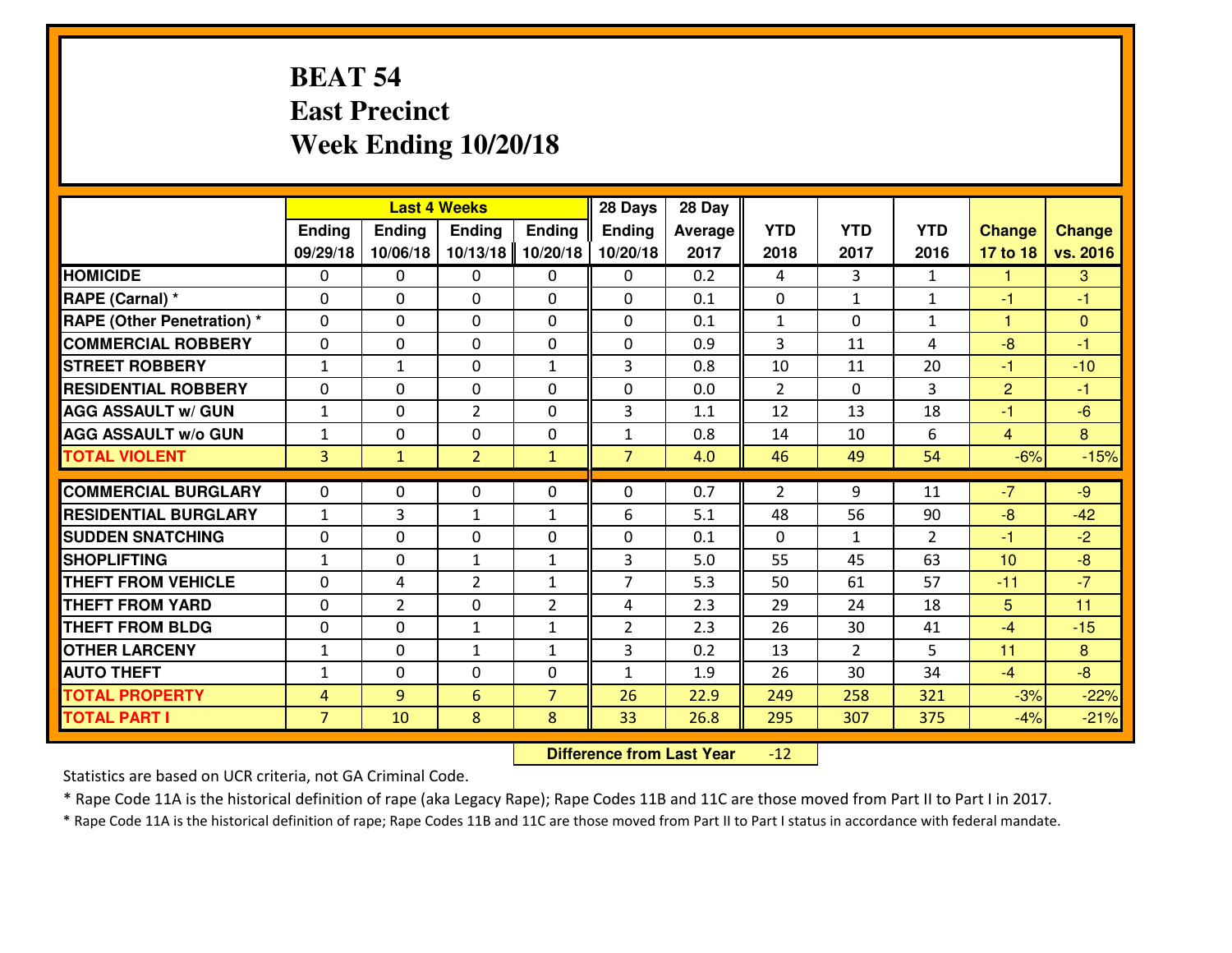# BEAT 54
## East Precinct
## Week Ending 10/20/18

| | Last 4 Weeks | | | | 28 Days | 28 Day | | | | | |
|---|---|---|---|---|---|---|---|---|---|---|---|
| | Ending 09/29/18 | Ending 10/06/18 | Ending 10/13/18 | Ending 10/20/18 | Ending 10/20/18 | Average 2017 | YTD 2018 | YTD 2017 | YTD 2016 | Change 17 to 18 | Change vs. 2016 |
| **HOMICIDE** | 0 | 0 | 0 | 0 | 0 | 0.2 | 4 | 3 | 1 | 1 | 3 |
| **RAPE (Carnal) *** | 0 | 0 | 0 | 0 | 0 | 0.1 | 0 | 1 | 1 | -1 | -1 |
| **RAPE (Other Penetration) *** | 0 | 0 | 0 | 0 | 0 | 0.1 | 1 | 0 | 1 | 1 | 0 |
| **COMMERCIAL ROBBERY** | 0 | 0 | 0 | 0 | 0 | 0.9 | 3 | 11 | 4 | -8 | -1 |
| **STREET ROBBERY** | 1 | 1 | 0 | 1 | 3 | 0.8 | 10 | 11 | 20 | -1 | -10 |
| **RESIDENTIAL ROBBERY** | 0 | 0 | 0 | 0 | 0 | 0.0 | 2 | 0 | 3 | 2 | -1 |
| **AGG ASSAULT w/ GUN** | 1 | 0 | 2 | 0 | 3 | 1.1 | 12 | 13 | 18 | -1 | -6 |
| **AGG ASSAULT w/o GUN** | 1 | 0 | 0 | 0 | 1 | 0.8 | 14 | 10 | 6 | 4 | 8 |
| **TOTAL VIOLENT** | 3 | 1 | 2 | 1 | 7 | 4.0 | 46 | 49 | 54 | -6% | -15% |
| **COMMERCIAL BURGLARY** | 0 | 0 | 0 | 0 | 0 | 0.7 | 2 | 9 | 11 | -7 | -9 |
| **RESIDENTIAL BURGLARY** | 1 | 3 | 1 | 1 | 6 | 5.1 | 48 | 56 | 90 | -8 | -42 |
| **SUDDEN SNATCHING** | 0 | 0 | 0 | 0 | 0 | 0.1 | 0 | 1 | 2 | -1 | -2 |
| **SHOPLIFTING** | 1 | 0 | 1 | 1 | 3 | 5.0 | 55 | 45 | 63 | 10 | -8 |
| **THEFT FROM VEHICLE** | 0 | 4 | 2 | 1 | 7 | 5.3 | 50 | 61 | 57 | -11 | -7 |
| **THEFT FROM YARD** | 0 | 2 | 0 | 2 | 4 | 2.3 | 29 | 24 | 18 | 5 | 11 |
| **THEFT FROM BLDG** | 0 | 0 | 1 | 1 | 2 | 2.3 | 26 | 30 | 41 | -4 | -15 |
| **OTHER LARCENY** | 1 | 0 | 1 | 1 | 3 | 0.2 | 13 | 2 | 5 | 11 | 8 |
| **AUTO THEFT** | 1 | 0 | 0 | 0 | 1 | 1.9 | 26 | 30 | 34 | -4 | -8 |
| **TOTAL PROPERTY** | 4 | 9 | 6 | 7 | 26 | 22.9 | 249 | 258 | 321 | -3% | -22% |
| **TOTAL PART I** | 7 | 10 | 8 | 8 | 33 | 26.8 | 295 | 307 | 375 | -4% | -21% |

**Difference from Last Year** -12

Statistics are based on UCR criteria, not GA Criminal Code.

* Rape Code 11A is the historical definition of rape (aka Legacy Rape); Rape Codes 11B and 11C are those moved from Part II to Part I in 2017.

* Rape Code 11A is the historical definition of rape; Rape Codes 11B and 11C are those moved from Part II to Part I status in accordance with federal mandate.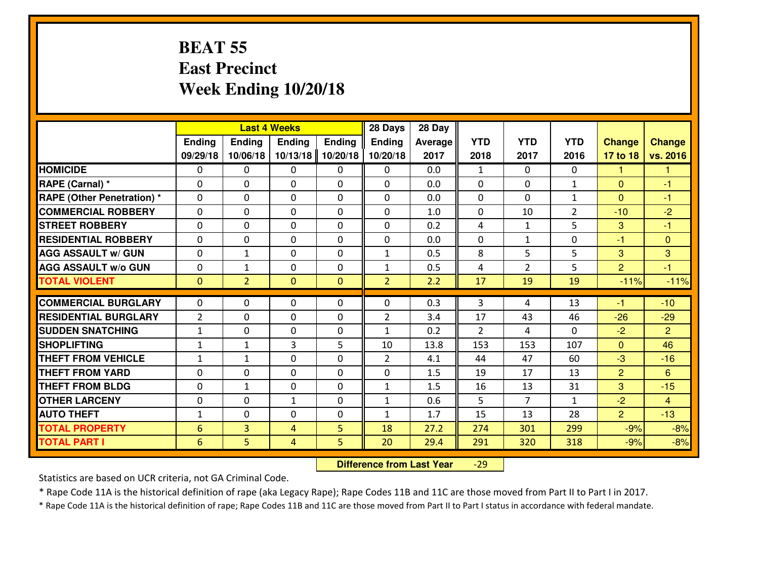# BEAT 55
## East Precinct
## Week Ending 10/20/18

| | Last 4 Weeks | | | | 28 Days | 28 Day | | | | | |
|---|---|---|---|---|---|---|---|---|---|---|---|
| | Ending 09/29/18 | Ending 10/06/18 | Ending 10/13/18 | Ending 10/20/18 | Ending 10/20/18 | Average 2017 | YTD 2018 | YTD 2017 | YTD 2016 | Change 17 to 18 | Change vs. 2016 |
| **HOMICIDE** | 0 | 0 | 0 | 0 | 0 | 0.0 | 1 | 0 | 0 | 1 | 1 |
| **RAPE (Carnal) *** | 0 | 0 | 0 | 0 | 0 | 0.0 | 0 | 0 | 1 | 0 | -1 |
| **RAPE (Other Penetration) *** | 0 | 0 | 0 | 0 | 0 | 0.0 | 0 | 0 | 1 | 0 | -1 |
| **COMMERCIAL ROBBERY** | 0 | 0 | 0 | 0 | 0 | 1.0 | 0 | 10 | 2 | -10 | -2 |
| **STREET ROBBERY** | 0 | 0 | 0 | 0 | 0 | 0.2 | 4 | 1 | 5 | 3 | -1 |
| **RESIDENTIAL ROBBERY** | 0 | 0 | 0 | 0 | 0 | 0.0 | 0 | 1 | 0 | -1 | 0 |
| **AGG ASSAULT w/ GUN** | 0 | 1 | 0 | 0 | 1 | 0.5 | 8 | 5 | 5 | 3 | 3 |
| **AGG ASSAULT w/o GUN** | 0 | 1 | 0 | 0 | 1 | 0.5 | 4 | 2 | 5 | 2 | -1 |
| **TOTAL VIOLENT** | 0 | 2 | 0 | 0 | 2 | 2.2 | 17 | 19 | 19 | -11% | -11% |
| **COMMERCIAL BURGLARY** | 0 | 0 | 0 | 0 | 0 | 0.3 | 3 | 4 | 13 | -1 | -10 |
| **RESIDENTIAL BURGLARY** | 2 | 0 | 0 | 0 | 2 | 3.4 | 17 | 43 | 46 | -26 | -29 |
| **SUDDEN SNATCHING** | 1 | 0 | 0 | 0 | 1 | 0.2 | 2 | 4 | 0 | -2 | 2 |
| **SHOPLIFTING** | 1 | 1 | 3 | 5 | 10 | 13.8 | 153 | 153 | 107 | 0 | 46 |
| **THEFT FROM VEHICLE** | 1 | 1 | 0 | 0 | 2 | 4.1 | 44 | 47 | 60 | -3 | -16 |
| **THEFT FROM YARD** | 0 | 0 | 0 | 0 | 0 | 1.5 | 19 | 17 | 13 | 2 | 6 |
| **THEFT FROM BLDG** | 0 | 1 | 0 | 0 | 1 | 1.5 | 16 | 13 | 31 | 3 | -15 |
| **OTHER LARCENY** | 0 | 0 | 1 | 0 | 1 | 0.6 | 5 | 7 | 1 | -2 | 4 |
| **AUTO THEFT** | 1 | 0 | 0 | 0 | 1 | 1.7 | 15 | 13 | 28 | 2 | -13 |
| **TOTAL PROPERTY** | 6 | 3 | 4 | 5 | 18 | 27.2 | 274 | 301 | 299 | -9% | -8% |
| **TOTAL PART I** | 6 | 5 | 4 | 5 | 20 | 29.4 | 291 | 320 | 318 | -9% | -8% |

**Difference from Last Year** -29

Statistics are based on UCR criteria, not GA Criminal Code.

* Rape Code 11A is the historical definition of rape (aka Legacy Rape); Rape Codes 11B and 11C are those moved from Part II to Part I in 2017.

* Rape Code 11A is the historical definition of rape; Rape Codes 11B and 11C are those moved from Part II to Part I status in accordance with federal mandate.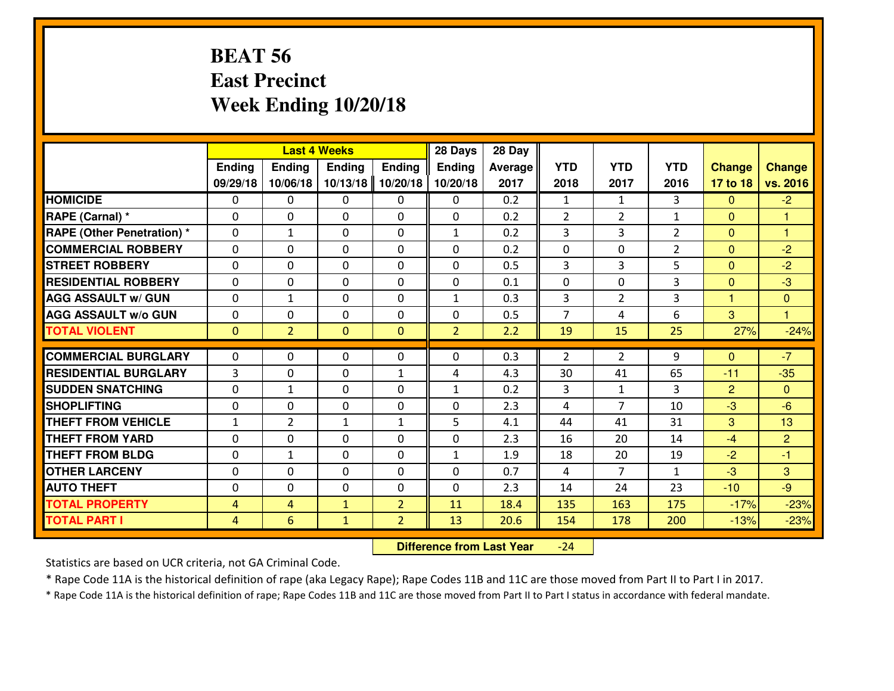# BEAT 56
# East Precinct
# Week Ending 10/20/18

| | Last 4 Weeks | | | | 28 Days | 28 Day | | | | | |
|---|---|---|---|---|---|---|---|---|---|---|---|
| | Ending 09/29/18 | Ending 10/06/18 | Ending 10/13/18 | Ending 10/20/18 | Ending 10/20/18 | Average 2017 | YTD 2018 | YTD 2017 | YTD 2016 | Change 17 to 18 | Change vs. 2016 |
| **HOMICIDE** | 0 | 0 | 0 | 0 | 0 | 0.2 | 1 | 1 | 3 | 0 | -2 |
| **RAPE (Carnal) *** | 0 | 0 | 0 | 0 | 0 | 0.2 | 2 | 2 | 1 | 0 | 1 |
| **RAPE (Other Penetration) *** | 0 | 1 | 0 | 0 | 1 | 0.2 | 3 | 3 | 2 | 0 | 1 |
| **COMMERCIAL ROBBERY** | 0 | 0 | 0 | 0 | 0 | 0.2 | 0 | 0 | 2 | 0 | -2 |
| **STREET ROBBERY** | 0 | 0 | 0 | 0 | 0 | 0.5 | 3 | 3 | 5 | 0 | -2 |
| **RESIDENTIAL ROBBERY** | 0 | 0 | 0 | 0 | 0 | 0.1 | 0 | 0 | 3 | 0 | -3 |
| **AGG ASSAULT w/ GUN** | 0 | 1 | 0 | 0 | 1 | 0.3 | 3 | 2 | 3 | 1 | 0 |
| **AGG ASSAULT w/o GUN** | 0 | 0 | 0 | 0 | 0 | 0.5 | 7 | 4 | 6 | 3 | 1 |
| **TOTAL VIOLENT** | 0 | 2 | 0 | 0 | 2 | 2.2 | 19 | 15 | 25 | 27% | -24% |
| **COMMERCIAL BURGLARY** | 0 | 0 | 0 | 0 | 0 | 0.3 | 2 | 2 | 9 | 0 | -7 |
| **RESIDENTIAL BURGLARY** | 3 | 0 | 0 | 1 | 4 | 4.3 | 30 | 41 | 65 | -11 | -35 |
| **SUDDEN SNATCHING** | 0 | 1 | 0 | 0 | 1 | 0.2 | 3 | 1 | 3 | 2 | 0 |
| **SHOPLIFTING** | 0 | 0 | 0 | 0 | 0 | 2.3 | 4 | 7 | 10 | -3 | -6 |
| **THEFT FROM VEHICLE** | 1 | 2 | 1 | 1 | 5 | 4.1 | 44 | 41 | 31 | 3 | 13 |
| **THEFT FROM YARD** | 0 | 0 | 0 | 0 | 0 | 2.3 | 16 | 20 | 14 | -4 | 2 |
| **THEFT FROM BLDG** | 0 | 1 | 0 | 0 | 1 | 1.9 | 18 | 20 | 19 | -2 | -1 |
| **OTHER LARCENY** | 0 | 0 | 0 | 0 | 0 | 0.7 | 4 | 7 | 1 | -3 | 3 |
| **AUTO THEFT** | 0 | 0 | 0 | 0 | 0 | 2.3 | 14 | 24 | 23 | -10 | -9 |
| **TOTAL PROPERTY** | 4 | 4 | 1 | 2 | 11 | 18.4 | 135 | 163 | 175 | -17% | -23% |
| **TOTAL PART I** | 4 | 6 | 1 | 2 | 13 | 20.6 | 154 | 178 | 200 | -13% | -23% |

**Difference from Last Year** -24

Statistics are based on UCR criteria, not GA Criminal Code.

* Rape Code 11A is the historical definition of rape (aka Legacy Rape); Rape Codes 11B and 11C are those moved from Part II to Part I in 2017.

* Rape Code 11A is the historical definition of rape; Rape Codes 11B and 11C are those moved from Part II to Part I status in accordance with federal mandate.